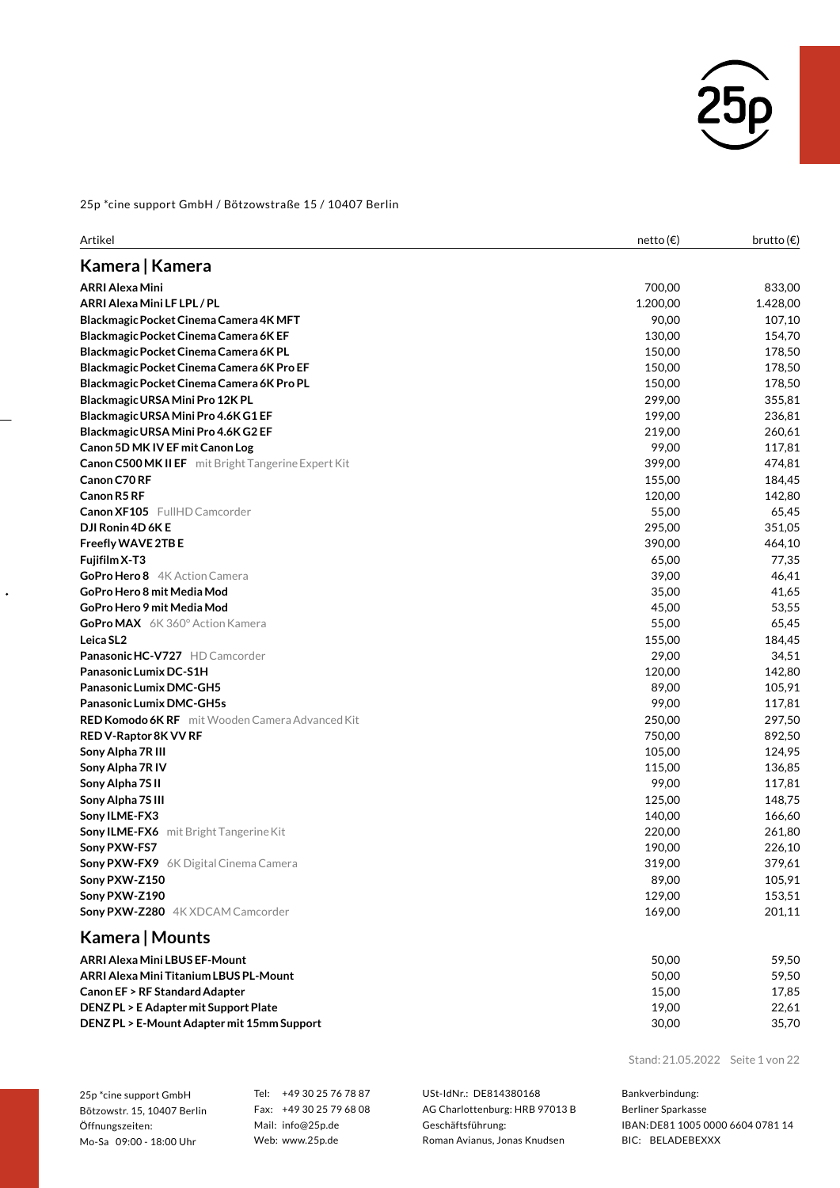25p *cine support GmbH / Bötzowstraße 15 / 10407 Berlin

| Artikel | netto (€) | brutto (€) |
|---|---|---|

## Kamera | Kamera

| Artikel | netto (€) | brutto (€) |
|---|---|---|
| **ARRI Alexa Mini** | 700,00 | 833,00 |
| **ARRI Alexa Mini LF LPL / PL** | 1.200,00 | 1.428,00 |
| **Blackmagic Pocket Cinema Camera 4K MFT** | 90,00 | 107,10 |
| **Blackmagic Pocket Cinema Camera 6K EF** | 130,00 | 154,70 |
| **Blackmagic Pocket Cinema Camera 6K PL** | 150,00 | 178,50 |
| **Blackmagic Pocket Cinema Camera 6K Pro EF** | 150,00 | 178,50 |
| **Blackmagic Pocket Cinema Camera 6K Pro PL** | 150,00 | 178,50 |
| **Blackmagic URSA Mini Pro 12K PL** | 299,00 | 355,81 |
| **Blackmagic URSA Mini Pro 4.6K G1 EF** | 199,00 | 236,81 |
| **Blackmagic URSA Mini Pro 4.6K G2 EF** | 219,00 | 260,61 |
| **Canon 5D MK IV EF mit Canon Log** | 99,00 | 117,81 |
| **Canon C500 MK II EF** mit Bright Tangerine Expert Kit | 399,00 | 474,81 |
| **Canon C70 RF** | 155,00 | 184,45 |
| **Canon R5 RF** | 120,00 | 142,80 |
| **Canon XF105** FullHD Camcorder | 55,00 | 65,45 |
| **DJI Ronin 4D 6K E** | 295,00 | 351,05 |
| **Freefly WAVE 2TB E** | 390,00 | 464,10 |
| **Fujifilm X-T3** | 65,00 | 77,35 |
| **GoPro Hero 8** 4K Action Camera | 39,00 | 46,41 |
| **GoPro Hero 8 mit Media Mod** | 35,00 | 41,65 |
| **GoPro Hero 9 mit Media Mod** | 45,00 | 53,55 |
| **GoPro MAX** 6K 360° Action Kamera | 55,00 | 65,45 |
| **Leica SL2** | 155,00 | 184,45 |
| **Panasonic HC-V727** HD Camcorder | 29,00 | 34,51 |
| **Panasonic Lumix DC-S1H** | 120,00 | 142,80 |
| **Panasonic Lumix DMC-GH5** | 89,00 | 105,91 |
| **Panasonic Lumix DMC-GH5s** | 99,00 | 117,81 |
| **RED Komodo 6K RF** mit Wooden Camera Advanced Kit | 250,00 | 297,50 |
| **RED V-Raptor 8K VV RF** | 750,00 | 892,50 |
| **Sony Alpha 7R III** | 105,00 | 124,95 |
| **Sony Alpha 7R IV** | 115,00 | 136,85 |
| **Sony Alpha 7S II** | 99,00 | 117,81 |
| **Sony Alpha 7S III** | 125,00 | 148,75 |
| **Sony ILME-FX3** | 140,00 | 166,60 |
| **Sony ILME-FX6** mit Bright Tangerine Kit | 220,00 | 261,80 |
| **Sony PXW-FS7** | 190,00 | 226,10 |
| **Sony PXW-FX9** 6K Digital Cinema Camera | 319,00 | 379,61 |
| **Sony PXW-Z150** | 89,00 | 105,91 |
| **Sony PXW-Z190** | 129,00 | 153,51 |
| **Sony PXW-Z280** 4K XDCAM Camcorder | 169,00 | 201,11 |

## Kamera | Mounts

| Artikel | netto (€) | brutto (€) |
|---|---|---|
| **ARRI Alexa Mini LBUS EF-Mount** | 50,00 | 59,50 |
| **ARRI Alexa Mini Titanium LBUS PL-Mount** | 50,00 | 59,50 |
| **Canon EF > RF Standard Adapter** | 15,00 | 17,85 |
| **DENZ PL > E Adapter mit Support Plate** | 19,00 | 22,61 |
| **DENZ PL > E-Mount Adapter mit 15mm Support** | 30,00 | 35,70 |

Stand: 21.05.2022

25p *cine support GmbH
Bötzowstr. 15, 10407 Berlin
Öffnungszeiten:
Mo-Sa 09:00 - 18:00 Uhr

Tel: +49 30 25 76 78 87
Fax: +49 30 25 79 68 08
Mail: info@25p.de
Web: www.25p.de

USt-IdNr.: DE814380168
AG Charlottenburg: HRB 97013 B
Geschäftsführung:
Roman Avianus, Jonas Knudsen

Bankverbindung:
Berliner Sparkasse
IBAN: DE81 1005 0000 6604 0781 14
BIC: BELADEBEXXX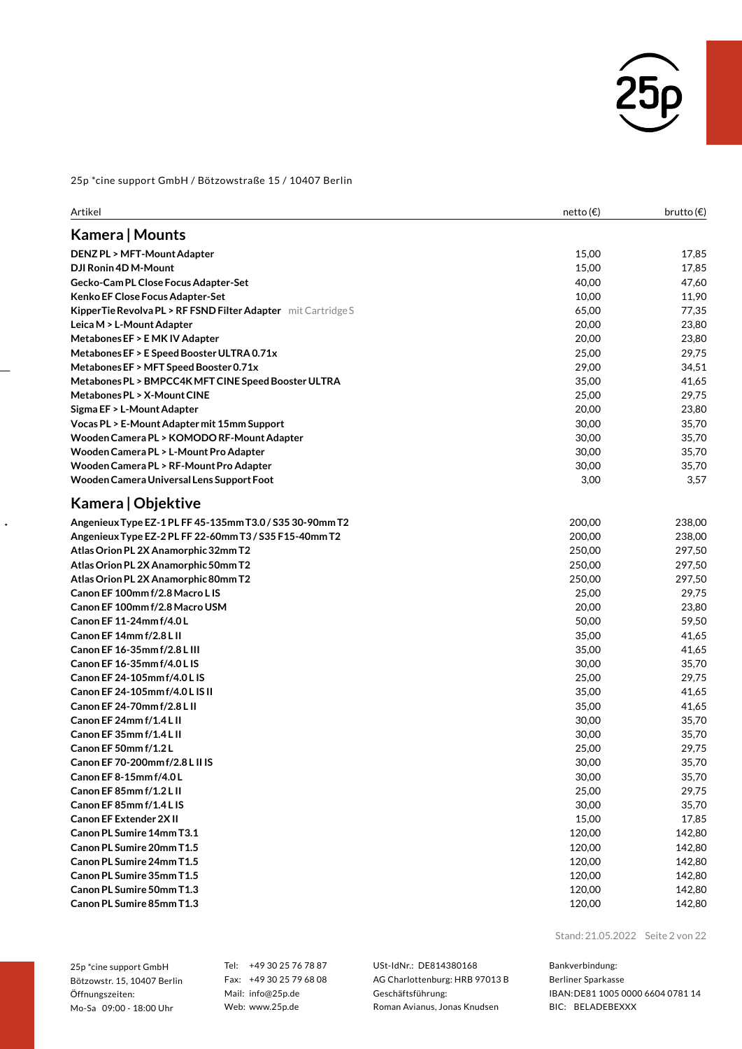25p *cine support GmbH / Bötzowstraße 15 / 10407 Berlin

| Artikel | netto (€) | brutto (€) |
|---|---|---|
| **Kamera \| Mounts** | | |
| **DENZ PL > MFT-Mount Adapter** | 15,00 | 17,85 |
| **DJI Ronin 4D M-Mount** | 15,00 | 17,85 |
| **Gecko-Cam PL Close Focus Adapter-Set** | 40,00 | 47,60 |
| **Kenko EF Close Focus Adapter-Set** | 10,00 | 11,90 |
| **KipperTie Revolva PL > RF FSND Filter Adapter** mit Cartridge S | 65,00 | 77,35 |
| **Leica M > L-Mount Adapter** | 20,00 | 23,80 |
| **Metabones EF > E MK IV Adapter** | 20,00 | 23,80 |
| **Metabones EF > E Speed Booster ULTRA 0.71x** | 25,00 | 29,75 |
| **Metabones EF > MFT Speed Booster 0.71x** | 29,00 | 34,51 |
| **Metabones PL > BMPCC4K MFT CINE Speed Booster ULTRA** | 35,00 | 41,65 |
| **Metabones PL > X-Mount CINE** | 25,00 | 29,75 |
| **Sigma EF > L-Mount Adapter** | 20,00 | 23,80 |
| **Vocas PL > E-Mount Adapter mit 15mm Support** | 30,00 | 35,70 |
| **Wooden Camera PL > KOMODO RF-Mount Adapter** | 30,00 | 35,70 |
| **Wooden Camera PL > L-Mount Pro Adapter** | 30,00 | 35,70 |
| **Wooden Camera PL > RF-Mount Pro Adapter** | 30,00 | 35,70 |
| **Wooden Camera Universal Lens Support Foot** | 3,00 | 3,57 |
| **Kamera \| Objektive** | | |
| **Angenieux Type EZ-1 PL FF 45-135mm T3.0 / S35 30-90mm T2** | 200,00 | 238,00 |
| **Angenieux Type EZ-2 PL FF 22-60mm T3 / S35 F15-40mm T2** | 200,00 | 238,00 |
| **Atlas Orion PL 2X Anamorphic 32mm T2** | 250,00 | 297,50 |
| **Atlas Orion PL 2X Anamorphic 50mm T2** | 250,00 | 297,50 |
| **Atlas Orion PL 2X Anamorphic 80mm T2** | 250,00 | 297,50 |
| **Canon EF 100mm f/2.8 Macro L IS** | 25,00 | 29,75 |
| **Canon EF 100mm f/2.8 Macro USM** | 20,00 | 23,80 |
| **Canon EF 11-24mm f/4.0 L** | 50,00 | 59,50 |
| **Canon EF 14mm f/2.8 L II** | 35,00 | 41,65 |
| **Canon EF 16-35mm f/2.8 L III** | 35,00 | 41,65 |
| **Canon EF 16-35mm f/4.0 L IS** | 30,00 | 35,70 |
| **Canon EF 24-105mm f/4.0 L IS** | 25,00 | 29,75 |
| **Canon EF 24-105mm f/4.0 L IS II** | 35,00 | 41,65 |
| **Canon EF 24-70mm f/2.8 L II** | 35,00 | 41,65 |
| **Canon EF 24mm f/1.4 L II** | 30,00 | 35,70 |
| **Canon EF 35mm f/1.4 L II** | 30,00 | 35,70 |
| **Canon EF 50mm f/1.2 L** | 25,00 | 29,75 |
| **Canon EF 70-200mm f/2.8 L II IS** | 30,00 | 35,70 |
| **Canon EF 8-15mm f/4.0 L** | 30,00 | 35,70 |
| **Canon EF 85mm f/1.2 L II** | 25,00 | 29,75 |
| **Canon EF 85mm f/1.4 L IS** | 30,00 | 35,70 |
| **Canon EF Extender 2X II** | 15,00 | 17,85 |
| **Canon PL Sumire 14mm T3.1** | 120,00 | 142,80 |
| **Canon PL Sumire 20mm T1.5** | 120,00 | 142,80 |
| **Canon PL Sumire 24mm T1.5** | 120,00 | 142,80 |
| **Canon PL Sumire 35mm T1.5** | 120,00 | 142,80 |
| **Canon PL Sumire 50mm T1.3** | 120,00 | 142,80 |
| **Canon PL Sumire 85mm T1.3** | 120,00 | 142,80 |

Stand: 21.05.2022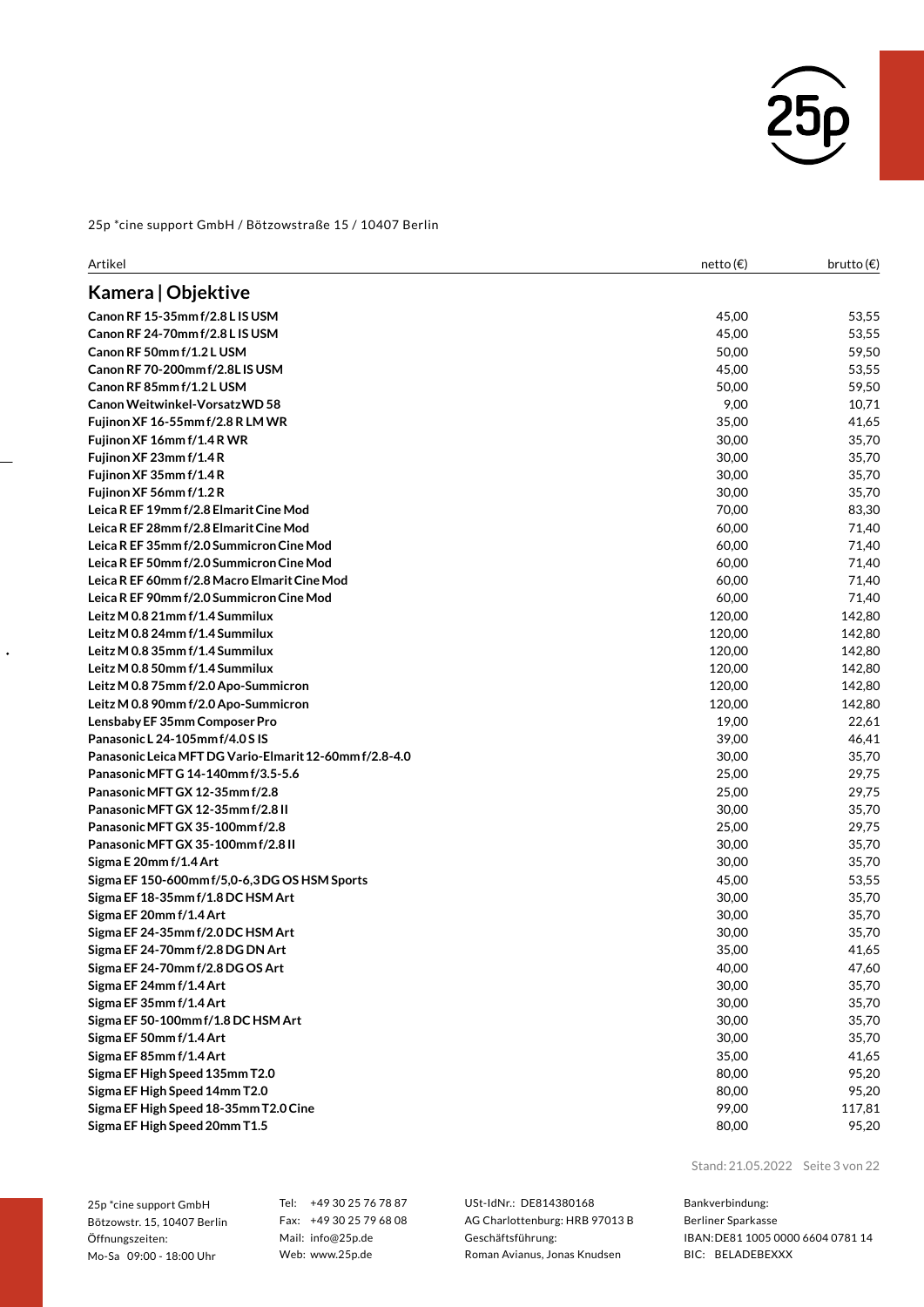25p *cine support GmbH / Bötzowstraße 15 / 10407 Berlin

| Artikel | netto (€) | brutto (€) |
|---|---|---|
| **Kamera \| Objektive** | | |
| **Canon RF 15-35mm f/2.8 L IS USM** | 45,00 | 53,55 |
| **Canon RF 24-70mm f/2.8 L IS USM** | 45,00 | 53,55 |
| **Canon RF 50mm f/1.2 L USM** | 50,00 | 59,50 |
| **Canon RF 70-200mm f/2.8L IS USM** | 45,00 | 53,55 |
| **Canon RF 85mm f/1.2 L USM** | 50,00 | 59,50 |
| **Canon Weitwinkel-Vorsatz WD 58** | 9,00 | 10,71 |
| **Fujinon XF 16-55mm f/2.8 R LM WR** | 35,00 | 41,65 |
| **Fujinon XF 16mm f/1.4 R WR** | 30,00 | 35,70 |
| **Fujinon XF 23mm f/1.4 R** | 30,00 | 35,70 |
| **Fujinon XF 35mm f/1.4 R** | 30,00 | 35,70 |
| **Fujinon XF 56mm f/1.2 R** | 30,00 | 35,70 |
| **Leica R EF 19mm f/2.8 Elmarit Cine Mod** | 70,00 | 83,30 |
| **Leica R EF 28mm f/2.8 Elmarit Cine Mod** | 60,00 | 71,40 |
| **Leica R EF 35mm f/2.0 Summicron Cine Mod** | 60,00 | 71,40 |
| **Leica R EF 50mm f/2.0 Summicron Cine Mod** | 60,00 | 71,40 |
| **Leica R EF 60mm f/2.8 Macro Elmarit Cine Mod** | 60,00 | 71,40 |
| **Leica R EF 90mm f/2.0 Summicron Cine Mod** | 60,00 | 71,40 |
| **Leitz M 0.8 21mm f/1.4 Summilux** | 120,00 | 142,80 |
| **Leitz M 0.8 24mm f/1.4 Summilux** | 120,00 | 142,80 |
| **Leitz M 0.8 35mm f/1.4 Summilux** | 120,00 | 142,80 |
| **Leitz M 0.8 50mm f/1.4 Summilux** | 120,00 | 142,80 |
| **Leitz M 0.8 75mm f/2.0 Apo-Summicron** | 120,00 | 142,80 |
| **Leitz M 0.8 90mm f/2.0 Apo-Summicron** | 120,00 | 142,80 |
| **Lensbaby EF 35mm Composer Pro** | 19,00 | 22,61 |
| **Panasonic L 24-105mm f/4.0 S IS** | 39,00 | 46,41 |
| **Panasonic Leica MFT DG Vario-Elmarit 12-60mm f/2.8-4.0** | 30,00 | 35,70 |
| **Panasonic MFT G 14-140mm f/3.5-5.6** | 25,00 | 29,75 |
| **Panasonic MFT GX 12-35mm f/2.8** | 25,00 | 29,75 |
| **Panasonic MFT GX 12-35mm f/2.8 II** | 30,00 | 35,70 |
| **Panasonic MFT GX 35-100mm f/2.8** | 25,00 | 29,75 |
| **Panasonic MFT GX 35-100mm f/2.8 II** | 30,00 | 35,70 |
| **Sigma E 20mm f/1.4 Art** | 30,00 | 35,70 |
| **Sigma EF 150-600mm f/5,0-6,3 DG OS HSM Sports** | 45,00 | 53,55 |
| **Sigma EF 18-35mm f/1.8 DC HSM Art** | 30,00 | 35,70 |
| **Sigma EF 20mm f/1.4 Art** | 30,00 | 35,70 |
| **Sigma EF 24-35mm f/2.0 DC HSM Art** | 30,00 | 35,70 |
| **Sigma EF 24-70mm f/2.8 DG DN Art** | 35,00 | 41,65 |
| **Sigma EF 24-70mm f/2.8 DG OS Art** | 40,00 | 47,60 |
| **Sigma EF 24mm f/1.4 Art** | 30,00 | 35,70 |
| **Sigma EF 35mm f/1.4 Art** | 30,00 | 35,70 |
| **Sigma EF 50-100mm f/1.8 DC HSM Art** | 30,00 | 35,70 |
| **Sigma EF 50mm f/1.4 Art** | 30,00 | 35,70 |
| **Sigma EF 85mm f/1.4 Art** | 35,00 | 41,65 |
| **Sigma EF High Speed 135mm T2.0** | 80,00 | 95,20 |
| **Sigma EF High Speed 14mm T2.0** | 80,00 | 95,20 |
| **Sigma EF High Speed 18-35mm T2.0 Cine** | 99,00 | 117,81 |
| **Sigma EF High Speed 20mm T1.5** | 80,00 | 95,20 |

Stand: 21.05.2022

25p *cine support GmbH
Bötzowstr. 15, 10407 Berlin
Öffnungszeiten:
Mo-Sa 09:00 - 18:00 Uhr

Tel: +49 30 25 76 78 87
Fax: +49 30 25 79 68 08
Mail: info@25p.de
Web: www.25p.de

USt-IdNr.: DE814380168
AG Charlottenburg: HRB 97013 B
Geschäftsführung:
Roman Avianus, Jonas Knudsen

Bankverbindung:
Berliner Sparkasse
IBAN: DE81 1005 0000 6604 0781 14
BIC: BELADEBEXXX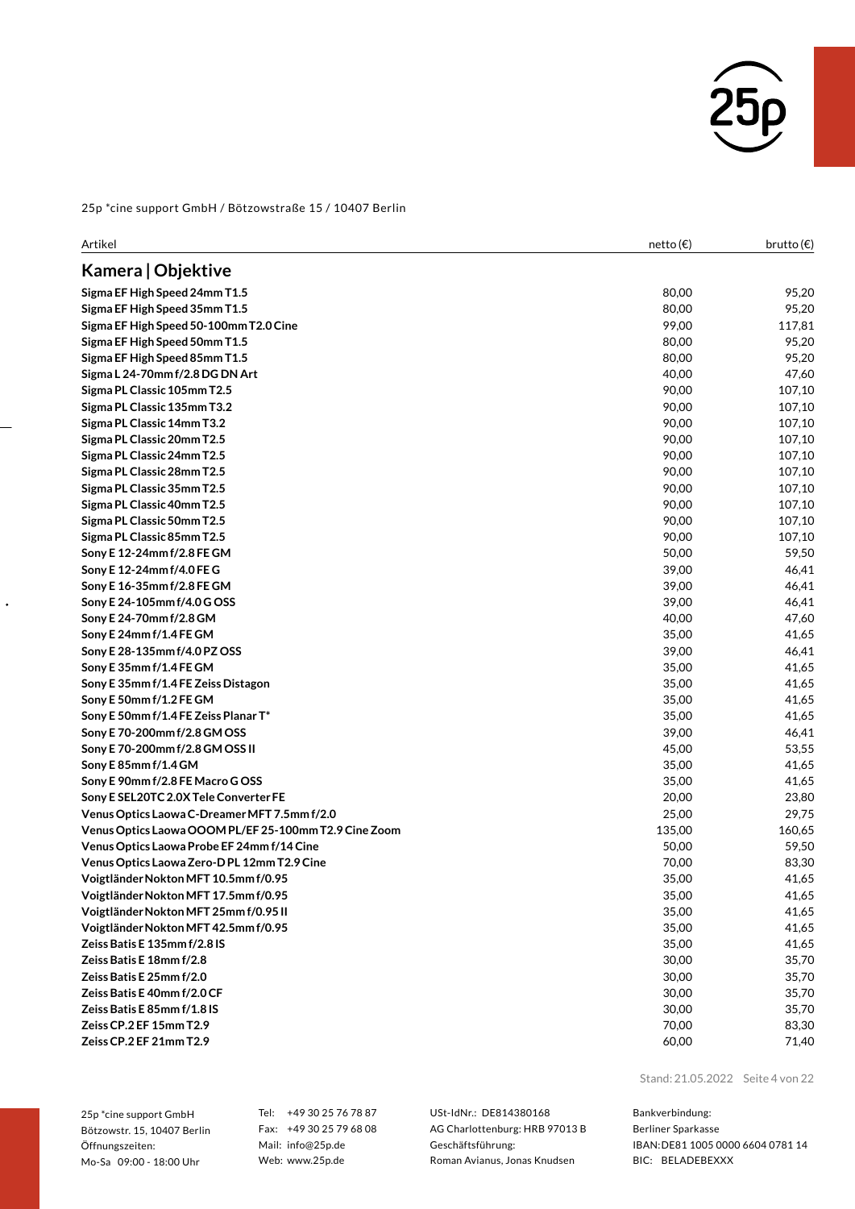25p *cine support GmbH / Bötzowstraße 15 / 10407 Berlin

| Artikel | netto (€) | brutto (€) |
|---|---|---|
| **Kamera \| Objektive** | | |
| **Sigma EF High Speed 24mm T1.5** | 80,00 | 95,20 |
| **Sigma EF High Speed 35mm T1.5** | 80,00 | 95,20 |
| **Sigma EF High Speed 50-100mm T2.0 Cine** | 99,00 | 117,81 |
| **Sigma EF High Speed 50mm T1.5** | 80,00 | 95,20 |
| **Sigma EF High Speed 85mm T1.5** | 80,00 | 95,20 |
| **Sigma L 24-70mm f/2.8 DG DN Art** | 40,00 | 47,60 |
| **Sigma PL Classic 105mm T2.5** | 90,00 | 107,10 |
| **Sigma PL Classic 135mm T3.2** | 90,00 | 107,10 |
| **Sigma PL Classic 14mm T3.2** | 90,00 | 107,10 |
| **Sigma PL Classic 20mm T2.5** | 90,00 | 107,10 |
| **Sigma PL Classic 24mm T2.5** | 90,00 | 107,10 |
| **Sigma PL Classic 28mm T2.5** | 90,00 | 107,10 |
| **Sigma PL Classic 35mm T2.5** | 90,00 | 107,10 |
| **Sigma PL Classic 40mm T2.5** | 90,00 | 107,10 |
| **Sigma PL Classic 50mm T2.5** | 90,00 | 107,10 |
| **Sigma PL Classic 85mm T2.5** | 90,00 | 107,10 |
| **Sony E 12-24mm f/2.8 FE GM** | 50,00 | 59,50 |
| **Sony E 12-24mm f/4.0 FE G** | 39,00 | 46,41 |
| **Sony E 16-35mm f/2.8 FE GM** | 39,00 | 46,41 |
| **Sony E 24-105mm f/4.0 G OSS** | 39,00 | 46,41 |
| **Sony E 24-70mm f/2.8 GM** | 40,00 | 47,60 |
| **Sony E 24mm f/1.4 FE GM** | 35,00 | 41,65 |
| **Sony E 28-135mm f/4.0 PZ OSS** | 39,00 | 46,41 |
| **Sony E 35mm f/1.4 FE GM** | 35,00 | 41,65 |
| **Sony E 35mm f/1.4 FE Zeiss Distagon** | 35,00 | 41,65 |
| **Sony E 50mm f/1.2 FE GM** | 35,00 | 41,65 |
| **Sony E 50mm f/1.4 FE Zeiss Planar T*** | 35,00 | 41,65 |
| **Sony E 70-200mm f/2.8 GM OSS** | 39,00 | 46,41 |
| **Sony E 70-200mm f/2.8 GM OSS II** | 45,00 | 53,55 |
| **Sony E 85mm f/1.4 GM** | 35,00 | 41,65 |
| **Sony E 90mm f/2.8 FE Macro G OSS** | 35,00 | 41,65 |
| **Sony E SEL20TC 2.0X Tele Converter FE** | 20,00 | 23,80 |
| **Venus Optics Laowa C-Dreamer MFT 7.5mm f/2.0** | 25,00 | 29,75 |
| **Venus Optics Laowa OOOM PL/EF 25-100mm T2.9 Cine Zoom** | 135,00 | 160,65 |
| **Venus Optics Laowa Probe EF 24mm f/14 Cine** | 50,00 | 59,50 |
| **Venus Optics Laowa Zero-D PL 12mm T2.9 Cine** | 70,00 | 83,30 |
| **Voigtländer Nokton MFT 10.5mm f/0.95** | 35,00 | 41,65 |
| **Voigtländer Nokton MFT 17.5mm f/0.95** | 35,00 | 41,65 |
| **Voigtländer Nokton MFT 25mm f/0.95 II** | 35,00 | 41,65 |
| **Voigtländer Nokton MFT 42.5mm f/0.95** | 35,00 | 41,65 |
| **Zeiss Batis E 135mm f/2.8 IS** | 35,00 | 41,65 |
| **Zeiss Batis E 18mm f/2.8** | 30,00 | 35,70 |
| **Zeiss Batis E 25mm f/2.0** | 30,00 | 35,70 |
| **Zeiss Batis E 40mm f/2.0 CF** | 30,00 | 35,70 |
| **Zeiss Batis E 85mm f/1.8 IS** | 30,00 | 35,70 |
| **Zeiss CP.2 EF 15mm T2.9** | 70,00 | 83,30 |
| **Zeiss CP.2 EF 21mm T2.9** | 60,00 | 71,40 |

Stand: 21.05.2022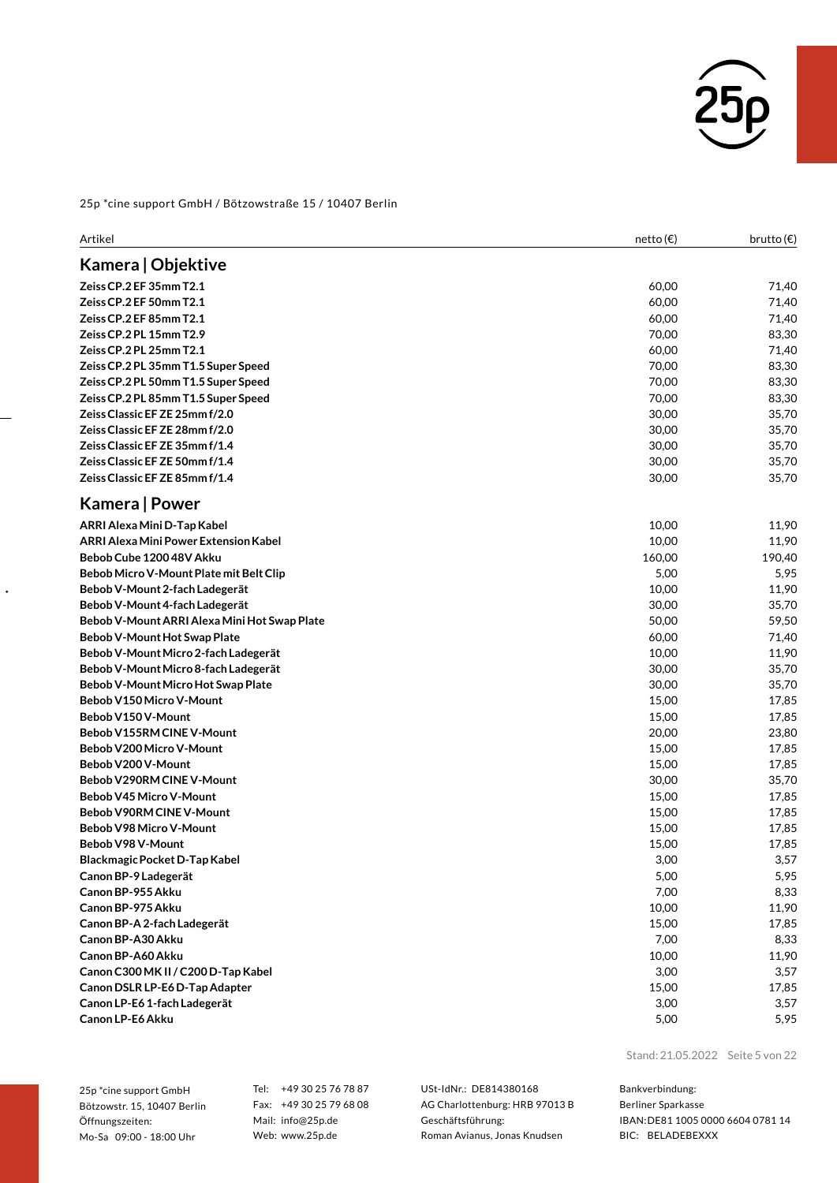25p *cine support GmbH / Bötzowstraße 15 / 10407 Berlin

| Artikel | netto (€) | brutto (€) |
|---|---|---|
| **Kamera \| Objektive** | | |
| **Zeiss CP.2 EF 35mm T2.1** | 60,00 | 71,40 |
| **Zeiss CP.2 EF 50mm T2.1** | 60,00 | 71,40 |
| **Zeiss CP.2 EF 85mm T2.1** | 60,00 | 71,40 |
| **Zeiss CP.2 PL 15mm T2.9** | 70,00 | 83,30 |
| **Zeiss CP.2 PL 25mm T2.1** | 60,00 | 71,40 |
| **Zeiss CP.2 PL 35mm T1.5 Super Speed** | 70,00 | 83,30 |
| **Zeiss CP.2 PL 50mm T1.5 Super Speed** | 70,00 | 83,30 |
| **Zeiss CP.2 PL 85mm T1.5 Super Speed** | 70,00 | 83,30 |
| **Zeiss Classic EF ZE 25mm f/2.0** | 30,00 | 35,70 |
| **Zeiss Classic EF ZE 28mm f/2.0** | 30,00 | 35,70 |
| **Zeiss Classic EF ZE 35mm f/1.4** | 30,00 | 35,70 |
| **Zeiss Classic EF ZE 50mm f/1.4** | 30,00 | 35,70 |
| **Zeiss Classic EF ZE 85mm f/1.4** | 30,00 | 35,70 |
| **Kamera \| Power** | | |
| **ARRI Alexa Mini D-Tap Kabel** | 10,00 | 11,90 |
| **ARRI Alexa Mini Power Extension Kabel** | 10,00 | 11,90 |
| **Bebob Cube 1200 48V Akku** | 160,00 | 190,40 |
| **Bebob Micro V-Mount Plate mit Belt Clip** | 5,00 | 5,95 |
| **Bebob V-Mount 2-fach Ladegerät** | 10,00 | 11,90 |
| **Bebob V-Mount 4-fach Ladegerät** | 30,00 | 35,70 |
| **Bebob V-Mount ARRI Alexa Mini Hot Swap Plate** | 50,00 | 59,50 |
| **Bebob V-Mount Hot Swap Plate** | 60,00 | 71,40 |
| **Bebob V-Mount Micro 2-fach Ladegerät** | 10,00 | 11,90 |
| **Bebob V-Mount Micro 8-fach Ladegerät** | 30,00 | 35,70 |
| **Bebob V-Mount Micro Hot Swap Plate** | 30,00 | 35,70 |
| **Bebob V150 Micro V-Mount** | 15,00 | 17,85 |
| **Bebob V150 V-Mount** | 15,00 | 17,85 |
| **Bebob V155RM CINE V-Mount** | 20,00 | 23,80 |
| **Bebob V200 Micro V-Mount** | 15,00 | 17,85 |
| **Bebob V200 V-Mount** | 15,00 | 17,85 |
| **Bebob V290RM CINE V-Mount** | 30,00 | 35,70 |
| **Bebob V45 Micro V-Mount** | 15,00 | 17,85 |
| **Bebob V90RM CINE V-Mount** | 15,00 | 17,85 |
| **Bebob V98 Micro V-Mount** | 15,00 | 17,85 |
| **Bebob V98 V-Mount** | 15,00 | 17,85 |
| **Blackmagic Pocket D-Tap Kabel** | 3,00 | 3,57 |
| **Canon BP-9 Ladegerät** | 5,00 | 5,95 |
| **Canon BP-955 Akku** | 7,00 | 8,33 |
| **Canon BP-975 Akku** | 10,00 | 11,90 |
| **Canon BP-A 2-fach Ladegerät** | 15,00 | 17,85 |
| **Canon BP-A30 Akku** | 7,00 | 8,33 |
| **Canon BP-A60 Akku** | 10,00 | 11,90 |
| **Canon C300 MK II / C200 D-Tap Kabel** | 3,00 | 3,57 |
| **Canon DSLR LP-E6 D-Tap Adapter** | 15,00 | 17,85 |
| **Canon LP-E6 1-fach Ladegerät** | 3,00 | 3,57 |
| **Canon LP-E6 Akku** | 5,00 | 5,95 |

Stand: 21.05.2022

25p *cine support GmbH
Bötzowstr. 15, 10407 Berlin
Öffnungszeiten:
Mo-Sa 09:00 - 18:00 Uhr

Tel: +49 30 25 76 78 87
Fax: +49 30 25 79 68 08
Mail: info@25p.de
Web: www.25p.de

USt-IdNr.: DE814380168
AG Charlottenburg: HRB 97013 B
Geschäftsführung:
Roman Avianus, Jonas Knudsen

Bankverbindung:
Berliner Sparkasse
IBAN: DE81 1005 0000 6604 0781 14
BIC: BELADEBEXXX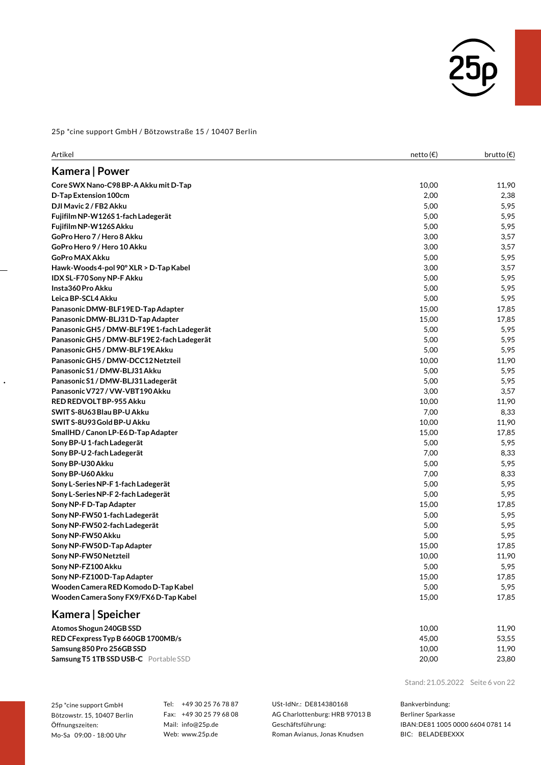25p *cine support GmbH / Bötzowstraße 15 / 10407 Berlin

| Artikel | netto (€) | brutto (€) |
|---|---|---|
| **Kamera \| Power** | | |
| **Core SWX Nano-C98 BP-A Akku mit D-Tap** | 10,00 | 11,90 |
| **D-Tap Extension 100cm** | 2,00 | 2,38 |
| **DJI Mavic 2 / FB2 Akku** | 5,00 | 5,95 |
| **Fujifilm NP-W126S 1-fach Ladegerät** | 5,00 | 5,95 |
| **Fujifilm NP-W126S Akku** | 5,00 | 5,95 |
| **GoPro Hero 7 / Hero 8 Akku** | 3,00 | 3,57 |
| **GoPro Hero 9 / Hero 10 Akku** | 3,00 | 3,57 |
| **GoPro MAX Akku** | 5,00 | 5,95 |
| **Hawk-Woods 4-pol 90° XLR > D-Tap Kabel** | 3,00 | 3,57 |
| **IDX SL-F70 Sony NP-F Akku** | 5,00 | 5,95 |
| **Insta360 Pro Akku** | 5,00 | 5,95 |
| **Leica BP-SCL4 Akku** | 5,00 | 5,95 |
| **Panasonic DMW-BLF19E D-Tap Adapter** | 15,00 | 17,85 |
| **Panasonic DMW-BLJ31 D-Tap Adapter** | 15,00 | 17,85 |
| **Panasonic GH5 / DMW-BLF19E 1-fach Ladegerät** | 5,00 | 5,95 |
| **Panasonic GH5 / DMW-BLF19E 2-fach Ladegerät** | 5,00 | 5,95 |
| **Panasonic GH5 / DMW-BLF19E Akku** | 5,00 | 5,95 |
| **Panasonic GH5 / DMW-DCC12 Netzteil** | 10,00 | 11,90 |
| **Panasonic S1 / DMW-BLJ31 Akku** | 5,00 | 5,95 |
| **Panasonic S1 / DMW-BLJ31 Ladegerät** | 5,00 | 5,95 |
| **Panasonic V727 / VW-VBT190 Akku** | 3,00 | 3,57 |
| **RED REDVOLT BP-955 Akku** | 10,00 | 11,90 |
| **SWIT S-8U63 Blau BP-U Akku** | 7,00 | 8,33 |
| **SWIT S-8U93 Gold BP-U Akku** | 10,00 | 11,90 |
| **SmallHD / Canon LP-E6 D-Tap Adapter** | 15,00 | 17,85 |
| **Sony BP-U 1-fach Ladegerät** | 5,00 | 5,95 |
| **Sony BP-U 2-fach Ladegerät** | 7,00 | 8,33 |
| **Sony BP-U30 Akku** | 5,00 | 5,95 |
| **Sony BP-U60 Akku** | 7,00 | 8,33 |
| **Sony L-Series NP-F 1-fach Ladegerät** | 5,00 | 5,95 |
| **Sony L-Series NP-F 2-fach Ladegerät** | 5,00 | 5,95 |
| **Sony NP-F D-Tap Adapter** | 15,00 | 17,85 |
| **Sony NP-FW50 1-fach Ladegerät** | 5,00 | 5,95 |
| **Sony NP-FW50 2-fach Ladegerät** | 5,00 | 5,95 |
| **Sony NP-FW50 Akku** | 5,00 | 5,95 |
| **Sony NP-FW50 D-Tap Adapter** | 15,00 | 17,85 |
| **Sony NP-FW50 Netzteil** | 10,00 | 11,90 |
| **Sony NP-FZ100 Akku** | 5,00 | 5,95 |
| **Sony NP-FZ100 D-Tap Adapter** | 15,00 | 17,85 |
| **Wooden Camera RED Komodo D-Tap Kabel** | 5,00 | 5,95 |
| **Wooden Camera Sony FX9/FX6 D-Tap Kabel** | 15,00 | 17,85 |
| **Kamera \| Speicher** | | |
| **Atomos Shogun 240GB SSD** | 10,00 | 11,90 |
| **RED CFexpress Typ B 660GB 1700MB/s** | 45,00 | 53,55 |
| **Samsung 850 Pro 256GB SSD** | 10,00 | 11,90 |
| **Samsung T5 1TB SSD USB-C** Portable SSD | 20,00 | 23,80 |

Stand: 21.05.2022

25p *cine support GmbH
Bötzowstr. 15, 10407 Berlin
Öffnungszeiten:
Mo-Sa 09:00 - 18:00 Uhr

Tel: +49 30 25 76 78 87
Fax: +49 30 25 79 68 08
Mail: info@25p.de
Web: www.25p.de

USt-IdNr.: DE814380168
AG Charlottenburg: HRB 97013 B
Geschäftsführung:
Roman Avianus, Jonas Knudsen

Bankverbindung:
Berliner Sparkasse
IBAN: DE81 1005 0000 6604 0781 14
BIC: BELADEBEXXX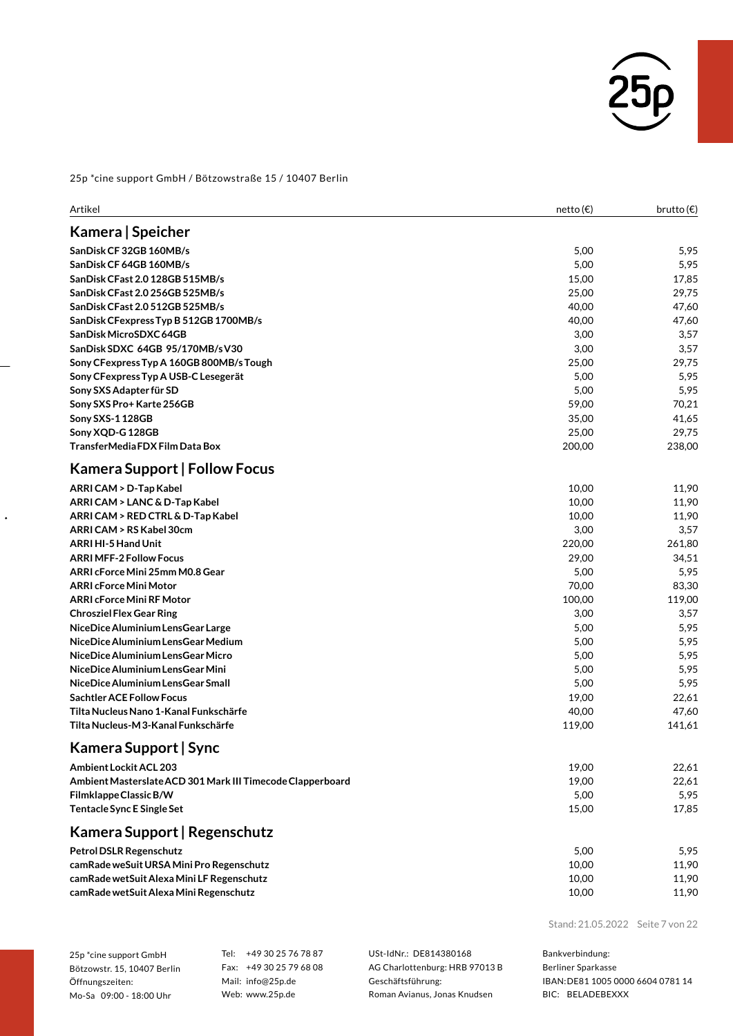25p *cine support GmbH / Bötzowstraße 15 / 10407 Berlin

| Artikel | netto (€) | brutto (€) |
|---|---|---|
| **Kamera \| Speicher** | | |
| **SanDisk CF 32GB 160MB/s** | 5,00 | 5,95 |
| **SanDisk CF 64GB 160MB/s** | 5,00 | 5,95 |
| **SanDisk CFast 2.0 128GB 515MB/s** | 15,00 | 17,85 |
| **SanDisk CFast 2.0 256GB 525MB/s** | 25,00 | 29,75 |
| **SanDisk CFast 2.0 512GB 525MB/s** | 40,00 | 47,60 |
| **SanDisk CFexpress Typ B 512GB 1700MB/s** | 40,00 | 47,60 |
| **SanDisk MicroSDXC 64GB** | 3,00 | 3,57 |
| **SanDisk SDXC 64GB 95/170MB/s V30** | 3,00 | 3,57 |
| **Sony CFexpress Typ A 160GB 800MB/s Tough** | 25,00 | 29,75 |
| **Sony CFexpress Typ A USB-C Lesegerät** | 5,00 | 5,95 |
| **Sony SXS Adapter für SD** | 5,00 | 5,95 |
| **Sony SXS Pro+ Karte 256GB** | 59,00 | 70,21 |
| **Sony SXS-1 128GB** | 35,00 | 41,65 |
| **Sony XQD-G 128GB** | 25,00 | 29,75 |
| **TransferMedia FDX Film Data Box** | 200,00 | 238,00 |
| **Kamera Support \| Follow Focus** | | |
| **ARRI CAM > D-Tap Kabel** | 10,00 | 11,90 |
| **ARRI CAM > LANC & D-Tap Kabel** | 10,00 | 11,90 |
| **ARRI CAM > RED CTRL & D-Tap Kabel** | 10,00 | 11,90 |
| **ARRI CAM > RS Kabel 30cm** | 3,00 | 3,57 |
| **ARRI HI-5 Hand Unit** | 220,00 | 261,80 |
| **ARRI MFF-2 Follow Focus** | 29,00 | 34,51 |
| **ARRI cForce Mini 25mm M0.8 Gear** | 5,00 | 5,95 |
| **ARRI cForce Mini Motor** | 70,00 | 83,30 |
| **ARRI cForce Mini RF Motor** | 100,00 | 119,00 |
| **Chrosziel Flex Gear Ring** | 3,00 | 3,57 |
| **NiceDice Aluminium LensGear Large** | 5,00 | 5,95 |
| **NiceDice Aluminium LensGear Medium** | 5,00 | 5,95 |
| **NiceDice Aluminium LensGear Micro** | 5,00 | 5,95 |
| **NiceDice Aluminium LensGear Mini** | 5,00 | 5,95 |
| **NiceDice Aluminium LensGear Small** | 5,00 | 5,95 |
| **Sachtler ACE Follow Focus** | 19,00 | 22,61 |
| **Tilta Nucleus Nano 1-Kanal Funkschärfe** | 40,00 | 47,60 |
| **Tilta Nucleus-M 3-Kanal Funkschärfe** | 119,00 | 141,61 |
| **Kamera Support \| Sync** | | |
| **Ambient Lockit ACL 203** | 19,00 | 22,61 |
| **Ambient Masterslate ACD 301 Mark III Timecode Clapperboard** | 19,00 | 22,61 |
| **Filmklappe Classic B/W** | 5,00 | 5,95 |
| **Tentacle Sync E Single Set** | 15,00 | 17,85 |
| **Kamera Support \| Regenschutz** | | |
| **Petrol DSLR Regenschutz** | 5,00 | 5,95 |
| **camRade weSuit URSA Mini Pro Regenschutz** | 10,00 | 11,90 |
| **camRade wetSuit Alexa Mini LF Regenschutz** | 10,00 | 11,90 |
| **camRade wetSuit Alexa Mini Regenschutz** | 10,00 | 11,90 |

Stand: 21.05.2022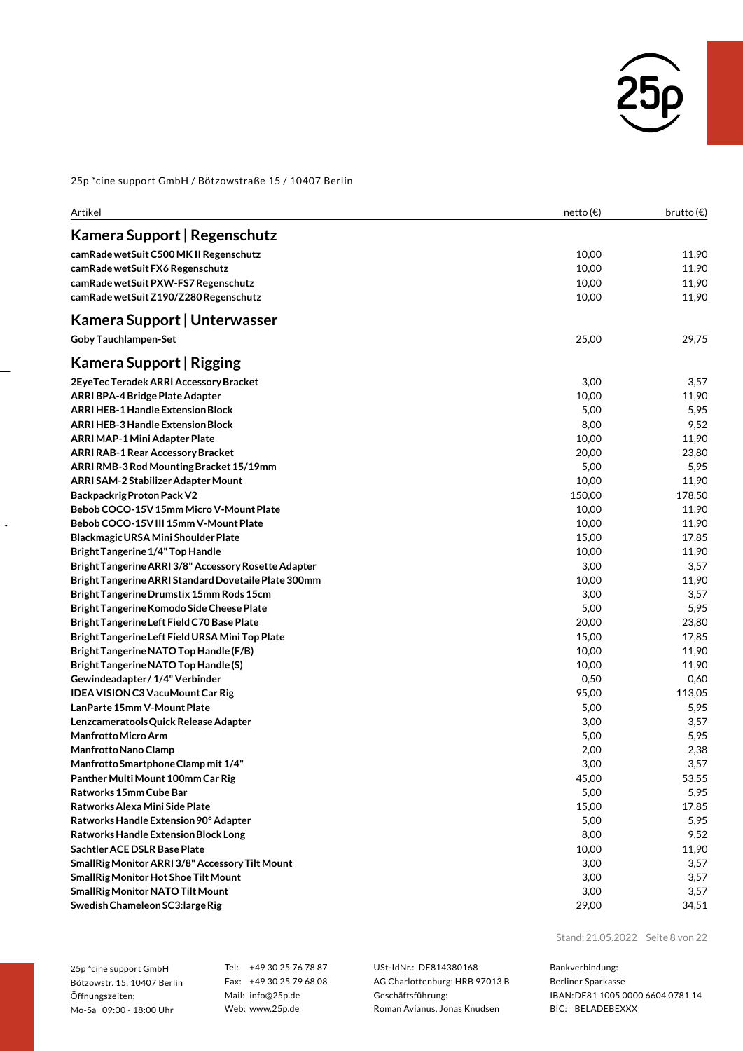25p *cine support GmbH / Bötzowstraße 15 / 10407 Berlin

| Artikel | netto (€) | brutto (€) |
|---|---|---|
| **Kamera Support \| Regenschutz** | | |
| **camRade wetSuit C500 MK II Regenschutz** | 10,00 | 11,90 |
| **camRade wetSuit FX6 Regenschutz** | 10,00 | 11,90 |
| **camRade wetSuit PXW-FS7 Regenschutz** | 10,00 | 11,90 |
| **camRade wetSuit Z190/Z280 Regenschutz** | 10,00 | 11,90 |
| **Kamera Support \| Unterwasser** | | |
| **Goby Tauchlampen-Set** | 25,00 | 29,75 |
| **Kamera Support \| Rigging** | | |
| **2EyeTec Teradek ARRI Accessory Bracket** | 3,00 | 3,57 |
| **ARRI BPA-4 Bridge Plate Adapter** | 10,00 | 11,90 |
| **ARRI HEB-1 Handle Extension Block** | 5,00 | 5,95 |
| **ARRI HEB-3 Handle Extension Block** | 8,00 | 9,52 |
| **ARRI MAP-1 Mini Adapter Plate** | 10,00 | 11,90 |
| **ARRI RAB-1 Rear Accessory Bracket** | 20,00 | 23,80 |
| **ARRI RMB-3 Rod Mounting Bracket 15/19mm** | 5,00 | 5,95 |
| **ARRI SAM-2 Stabilizer Adapter Mount** | 10,00 | 11,90 |
| **Backpackrig Proton Pack V2** | 150,00 | 178,50 |
| **Bebob COCO-15V 15mm Micro V-Mount Plate** | 10,00 | 11,90 |
| **Bebob COCO-15V III 15mm V-Mount Plate** | 10,00 | 11,90 |
| **Blackmagic URSA Mini Shoulder Plate** | 15,00 | 17,85 |
| **Bright Tangerine 1/4" Top Handle** | 10,00 | 11,90 |
| **Bright Tangerine ARRI 3/8" Accessory Rosette Adapter** | 3,00 | 3,57 |
| **Bright Tangerine ARRI Standard Dovetaile Plate 300mm** | 10,00 | 11,90 |
| **Bright Tangerine Drumstix 15mm Rods 15cm** | 3,00 | 3,57 |
| **Bright Tangerine Komodo Side Cheese Plate** | 5,00 | 5,95 |
| **Bright Tangerine Left Field C70 Base Plate** | 20,00 | 23,80 |
| **Bright Tangerine Left Field URSA Mini Top Plate** | 15,00 | 17,85 |
| **Bright Tangerine NATO Top Handle (F/B)** | 10,00 | 11,90 |
| **Bright Tangerine NATO Top Handle (S)** | 10,00 | 11,90 |
| **Gewindeadapter / 1/4" Verbinder** | 0,50 | 0,60 |
| **IDEA VISION C3 VacuMount Car Rig** | 95,00 | 113,05 |
| **LanParte 15mm V-Mount Plate** | 5,00 | 5,95 |
| **Lenzcameratools Quick Release Adapter** | 3,00 | 3,57 |
| **Manfrotto Micro Arm** | 5,00 | 5,95 |
| **Manfrotto Nano Clamp** | 2,00 | 2,38 |
| **Manfrotto Smartphone Clamp mit 1/4"** | 3,00 | 3,57 |
| **Panther Multi Mount 100mm Car Rig** | 45,00 | 53,55 |
| **Ratworks 15mm Cube Bar** | 5,00 | 5,95 |
| **Ratworks Alexa Mini Side Plate** | 15,00 | 17,85 |
| **Ratworks Handle Extension 90° Adapter** | 5,00 | 5,95 |
| **Ratworks Handle Extension Block Long** | 8,00 | 9,52 |
| **Sachtler ACE DSLR Base Plate** | 10,00 | 11,90 |
| **SmallRig Monitor ARRI 3/8" Accessory Tilt Mount** | 3,00 | 3,57 |
| **SmallRig Monitor Hot Shoe Tilt Mount** | 3,00 | 3,57 |
| **SmallRig Monitor NATO Tilt Mount** | 3,00 | 3,57 |
| **Swedish Chameleon SC3:large Rig** | 29,00 | 34,51 |

Stand: 21.05.2022

25p *cine support GmbH
Bötzowstr. 15, 10407 Berlin
Öffnungszeiten:
Mo-Sa 09:00 - 18:00 Uhr

Tel: +49 30 25 76 78 87
Fax: +49 30 25 79 68 08
Mail: info@25p.de
Web: www.25p.de

USt-IdNr.: DE814380168
AG Charlottenburg: HRB 97013 B
Geschäftsführung:
Roman Avianus, Jonas Knudsen

Bankverbindung:
Berliner Sparkasse
IBAN: DE81 1005 0000 6604 0781 14
BIC: BELADEBEXXX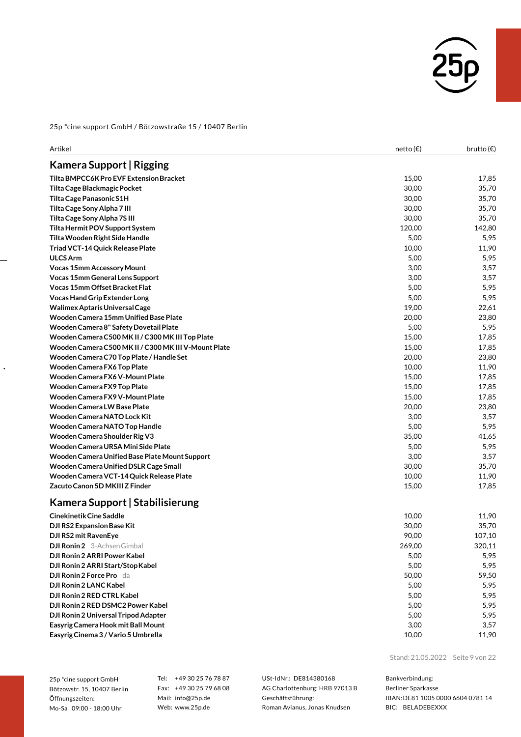25p *cine support GmbH / Bötzowstraße 15 / 10407 Berlin

| Artikel | netto (€) | brutto (€) |
|---|---|---|
| **Kamera Support \| Rigging** | | |
| **Tilta BMPCC6K Pro EVF Extension Bracket** | 15,00 | 17,85 |
| **Tilta Cage Blackmagic Pocket** | 30,00 | 35,70 |
| **Tilta Cage Panasonic S1H** | 30,00 | 35,70 |
| **Tilta Cage Sony Alpha 7 III** | 30,00 | 35,70 |
| **Tilta Cage Sony Alpha 7S III** | 30,00 | 35,70 |
| **Tilta Hermit POV Support System** | 120,00 | 142,80 |
| **Tilta Wooden Right Side Handle** | 5,00 | 5,95 |
| **Triad VCT-14 Quick Release Plate** | 10,00 | 11,90 |
| **ULCS Arm** | 5,00 | 5,95 |
| **Vocas 15mm Accessory Mount** | 3,00 | 3,57 |
| **Vocas 15mm General Lens Support** | 3,00 | 3,57 |
| **Vocas 15mm Offset Bracket Flat** | 5,00 | 5,95 |
| **Vocas Hand Grip Extender Long** | 5,00 | 5,95 |
| **Walimex Aptaris Universal Cage** | 19,00 | 22,61 |
| **Wooden Camera 15mm Unified Base Plate** | 20,00 | 23,80 |
| **Wooden Camera 8" Safety Dovetail Plate** | 5,00 | 5,95 |
| **Wooden Camera C500 MK II / C300 MK III Top Plate** | 15,00 | 17,85 |
| **Wooden Camera C500 MK II / C300 MK III V-Mount Plate** | 15,00 | 17,85 |
| **Wooden Camera C70 Top Plate / Handle Set** | 20,00 | 23,80 |
| **Wooden Camera FX6 Top Plate** | 10,00 | 11,90 |
| **Wooden Camera FX6 V-Mount Plate** | 15,00 | 17,85 |
| **Wooden Camera FX9 Top Plate** | 15,00 | 17,85 |
| **Wooden Camera FX9 V-Mount Plate** | 15,00 | 17,85 |
| **Wooden Camera LW Base Plate** | 20,00 | 23,80 |
| **Wooden Camera NATO Lock Kit** | 3,00 | 3,57 |
| **Wooden Camera NATO Top Handle** | 5,00 | 5,95 |
| **Wooden Camera Shoulder Rig V3** | 35,00 | 41,65 |
| **Wooden Camera URSA Mini Side Plate** | 5,00 | 5,95 |
| **Wooden Camera Unified Base Plate Mount Support** | 3,00 | 3,57 |
| **Wooden Camera Unified DSLR Cage Small** | 30,00 | 35,70 |
| **Wooden Camera VCT-14 Quick Release Plate** | 10,00 | 11,90 |
| **Zacuto Canon 5D MKIII Z Finder** | 15,00 | 17,85 |
| **Kamera Support \| Stabilisierung** | | |
| **Cinekinetik Cine Saddle** | 10,00 | 11,90 |
| **DJI RS2 Expansion Base Kit** | 30,00 | 35,70 |
| **DJI RS2 mit RavenEye** | 90,00 | 107,10 |
| **DJI Ronin 2** 3-Achsen Gimbal | 269,00 | 320,11 |
| **DJI Ronin 2 ARRI Power Kabel** | 5,00 | 5,95 |
| **DJI Ronin 2 ARRI Start/Stop Kabel** | 5,00 | 5,95 |
| **DJI Ronin 2 Force Pro** da | 50,00 | 59,50 |
| **DJI Ronin 2 LANC Kabel** | 5,00 | 5,95 |
| **DJI Ronin 2 RED CTRL Kabel** | 5,00 | 5,95 |
| **DJI Ronin 2 RED DSMC2 Power Kabel** | 5,00 | 5,95 |
| **DJI Ronin 2 Universal Tripod Adapter** | 5,00 | 5,95 |
| **Easyrig Camera Hook mit Ball Mount** | 3,00 | 3,57 |
| **Easyrig Cinema 3 / Vario 5 Umbrella** | 10,00 | 11,90 |

Stand: 21.05.2022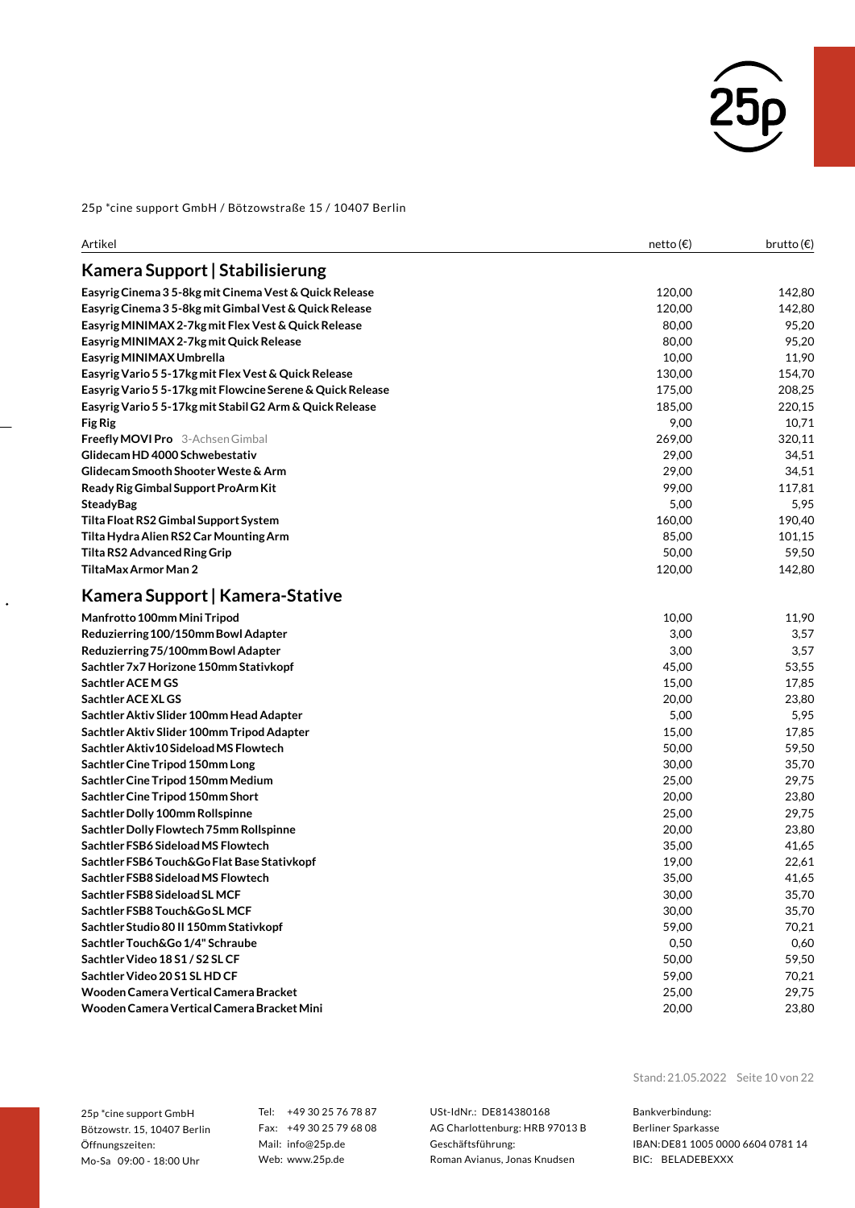25p *cine support GmbH / Bötzowstraße 15 / 10407 Berlin

| Artikel | netto (€) | brutto (€) |
|---|---|---|
| **Kamera Support \| Stabilisierung** | | |
| **Easyrig Cinema 3 5-8kg mit Cinema Vest & Quick Release** | 120,00 | 142,80 |
| **Easyrig Cinema 3 5-8kg mit Gimbal Vest & Quick Release** | 120,00 | 142,80 |
| **Easyrig MINIMAX 2-7kg mit Flex Vest & Quick Release** | 80,00 | 95,20 |
| **Easyrig MINIMAX 2-7kg mit Quick Release** | 80,00 | 95,20 |
| **Easyrig MINIMAX Umbrella** | 10,00 | 11,90 |
| **Easyrig Vario 5 5-17kg mit Flex Vest & Quick Release** | 130,00 | 154,70 |
| **Easyrig Vario 5 5-17kg mit Flowcine Serene & Quick Release** | 175,00 | 208,25 |
| **Easyrig Vario 5 5-17kg mit Stabil G2 Arm & Quick Release** | 185,00 | 220,15 |
| **Fig Rig** | 9,00 | 10,71 |
| **Freefly MOVI Pro** 3-Achsen Gimbal | 269,00 | 320,11 |
| **Glidecam HD 4000 Schwebestativ** | 29,00 | 34,51 |
| **Glidecam Smooth Shooter Weste & Arm** | 29,00 | 34,51 |
| **Ready Rig Gimbal Support ProArm Kit** | 99,00 | 117,81 |
| **SteadyBag** | 5,00 | 5,95 |
| **Tilta Float RS2 Gimbal Support System** | 160,00 | 190,40 |
| **Tilta Hydra Alien RS2 Car Mounting Arm** | 85,00 | 101,15 |
| **Tilta RS2 Advanced Ring Grip** | 50,00 | 59,50 |
| **TiltaMax Armor Man 2** | 120,00 | 142,80 |
| **Kamera Support \| Kamera-Stative** | | |
| **Manfrotto 100mm Mini Tripod** | 10,00 | 11,90 |
| **Reduzierring 100/150mm Bowl Adapter** | 3,00 | 3,57 |
| **Reduzierring 75/100mm Bowl Adapter** | 3,00 | 3,57 |
| **Sachtler 7x7 Horizone 150mm Stativkopf** | 45,00 | 53,55 |
| **Sachtler ACE M GS** | 15,00 | 17,85 |
| **Sachtler ACE XL GS** | 20,00 | 23,80 |
| **Sachtler Aktiv Slider 100mm Head Adapter** | 5,00 | 5,95 |
| **Sachtler Aktiv Slider 100mm Tripod Adapter** | 15,00 | 17,85 |
| **Sachtler Aktiv10 Sideload MS Flowtech** | 50,00 | 59,50 |
| **Sachtler Cine Tripod 150mm Long** | 30,00 | 35,70 |
| **Sachtler Cine Tripod 150mm Medium** | 25,00 | 29,75 |
| **Sachtler Cine Tripod 150mm Short** | 20,00 | 23,80 |
| **Sachtler Dolly 100mm Rollspinne** | 25,00 | 29,75 |
| **Sachtler Dolly Flowtech 75mm Rollspinne** | 20,00 | 23,80 |
| **Sachtler FSB6 Sideload MS Flowtech** | 35,00 | 41,65 |
| **Sachtler FSB6 Touch&Go Flat Base Stativkopf** | 19,00 | 22,61 |
| **Sachtler FSB8 Sideload MS Flowtech** | 35,00 | 41,65 |
| **Sachtler FSB8 Sideload SL MCF** | 30,00 | 35,70 |
| **Sachtler FSB8 Touch&Go SL MCF** | 30,00 | 35,70 |
| **Sachtler Studio 80 II 150mm Stativkopf** | 59,00 | 70,21 |
| **Sachtler Touch&Go 1/4" Schraube** | 0,50 | 0,60 |
| **Sachtler Video 18 S1 / S2 SL CF** | 50,00 | 59,50 |
| **Sachtler Video 20 S1 SL HD CF** | 59,00 | 70,21 |
| **Wooden Camera Vertical Camera Bracket** | 25,00 | 29,75 |
| **Wooden Camera Vertical Camera Bracket Mini** | 20,00 | 23,80 |

Stand: 21.05.2022

25p *cine support GmbH
Bötzowstr. 15, 10407 Berlin
Öffnungszeiten:
Mo-Sa 09:00 - 18:00 Uhr

Tel: +49 30 25 76 78 87
Fax: +49 30 25 79 68 08
Mail: info@25p.de
Web: www.25p.de

USt-IdNr.: DE814380168
AG Charlottenburg: HRB 97013 B
Geschäftsführung:
Roman Avianus, Jonas Knudsen

Bankverbindung:
Berliner Sparkasse
IBAN: DE81 1005 0000 6604 0781 14
BIC: BELADEBEXXX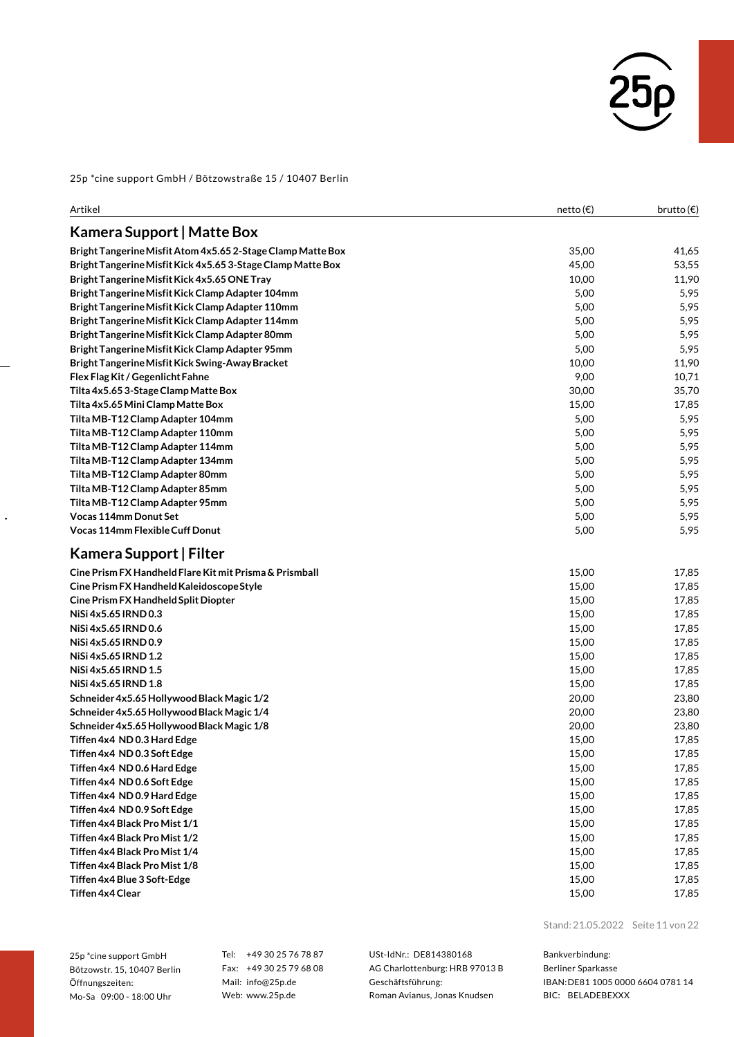25p *cine support GmbH / Bötzowstraße 15 / 10407 Berlin

| Artikel | netto (€) | brutto (€) |
|---|---|---|
| **Kamera Support \| Matte Box** | | |
| **Bright Tangerine Misfit Atom 4x5.65 2-Stage Clamp Matte Box** | 35,00 | 41,65 |
| **Bright Tangerine Misfit Kick 4x5.65 3-Stage Clamp Matte Box** | 45,00 | 53,55 |
| **Bright Tangerine Misfit Kick 4x5.65 ONE Tray** | 10,00 | 11,90 |
| **Bright Tangerine Misfit Kick Clamp Adapter 104mm** | 5,00 | 5,95 |
| **Bright Tangerine Misfit Kick Clamp Adapter 110mm** | 5,00 | 5,95 |
| **Bright Tangerine Misfit Kick Clamp Adapter 114mm** | 5,00 | 5,95 |
| **Bright Tangerine Misfit Kick Clamp Adapter 80mm** | 5,00 | 5,95 |
| **Bright Tangerine Misfit Kick Clamp Adapter 95mm** | 5,00 | 5,95 |
| **Bright Tangerine Misfit Kick Swing-Away Bracket** | 10,00 | 11,90 |
| **Flex Flag Kit / Gegenlicht Fahne** | 9,00 | 10,71 |
| **Tilta 4x5.65 3-Stage Clamp Matte Box** | 30,00 | 35,70 |
| **Tilta 4x5.65 Mini Clamp Matte Box** | 15,00 | 17,85 |
| **Tilta MB-T12 Clamp Adapter 104mm** | 5,00 | 5,95 |
| **Tilta MB-T12 Clamp Adapter 110mm** | 5,00 | 5,95 |
| **Tilta MB-T12 Clamp Adapter 114mm** | 5,00 | 5,95 |
| **Tilta MB-T12 Clamp Adapter 134mm** | 5,00 | 5,95 |
| **Tilta MB-T12 Clamp Adapter 80mm** | 5,00 | 5,95 |
| **Tilta MB-T12 Clamp Adapter 85mm** | 5,00 | 5,95 |
| **Tilta MB-T12 Clamp Adapter 95mm** | 5,00 | 5,95 |
| **Vocas 114mm Donut Set** | 5,00 | 5,95 |
| **Vocas 114mm Flexible Cuff Donut** | 5,00 | 5,95 |
| **Kamera Support \| Filter** | | |
| **Cine Prism FX Handheld Flare Kit mit Prisma & Prismball** | 15,00 | 17,85 |
| **Cine Prism FX Handheld Kaleidoscope Style** | 15,00 | 17,85 |
| **Cine Prism FX Handheld Split Diopter** | 15,00 | 17,85 |
| **NiSi 4x5.65 IRND 0.3** | 15,00 | 17,85 |
| **NiSi 4x5.65 IRND 0.6** | 15,00 | 17,85 |
| **NiSi 4x5.65 IRND 0.9** | 15,00 | 17,85 |
| **NiSi 4x5.65 IRND 1.2** | 15,00 | 17,85 |
| **NiSi 4x5.65 IRND 1.5** | 15,00 | 17,85 |
| **NiSi 4x5.65 IRND 1.8** | 15,00 | 17,85 |
| **Schneider 4x5.65 Hollywood Black Magic 1/2** | 20,00 | 23,80 |
| **Schneider 4x5.65 Hollywood Black Magic 1/4** | 20,00 | 23,80 |
| **Schneider 4x5.65 Hollywood Black Magic 1/8** | 20,00 | 23,80 |
| **Tiffen 4x4 ND 0.3 Hard Edge** | 15,00 | 17,85 |
| **Tiffen 4x4 ND 0.3 Soft Edge** | 15,00 | 17,85 |
| **Tiffen 4x4 ND 0.6 Hard Edge** | 15,00 | 17,85 |
| **Tiffen 4x4 ND 0.6 Soft Edge** | 15,00 | 17,85 |
| **Tiffen 4x4 ND 0.9 Hard Edge** | 15,00 | 17,85 |
| **Tiffen 4x4 ND 0.9 Soft Edge** | 15,00 | 17,85 |
| **Tiffen 4x4 Black Pro Mist 1/1** | 15,00 | 17,85 |
| **Tiffen 4x4 Black Pro Mist 1/2** | 15,00 | 17,85 |
| **Tiffen 4x4 Black Pro Mist 1/4** | 15,00 | 17,85 |
| **Tiffen 4x4 Black Pro Mist 1/8** | 15,00 | 17,85 |
| **Tiffen 4x4 Blue 3 Soft-Edge** | 15,00 | 17,85 |
| **Tiffen 4x4 Clear** | 15,00 | 17,85 |

Stand: 21.05.2022

25p *cine support GmbH
Bötzowstr. 15, 10407 Berlin
Öffnungszeiten:
Mo-Sa 09:00 - 18:00 Uhr

Tel: +49 30 25 76 78 87
Fax: +49 30 25 79 68 08
Mail: info@25p.de
Web: www.25p.de

USt-IdNr.: DE814380168
AG Charlottenburg: HRB 97013 B
Geschäftsführung:
Roman Avianus, Jonas Knudsen

Bankverbindung:
Berliner Sparkasse
IBAN: DE81 1005 0000 6604 0781 14
BIC: BELADEBEXXX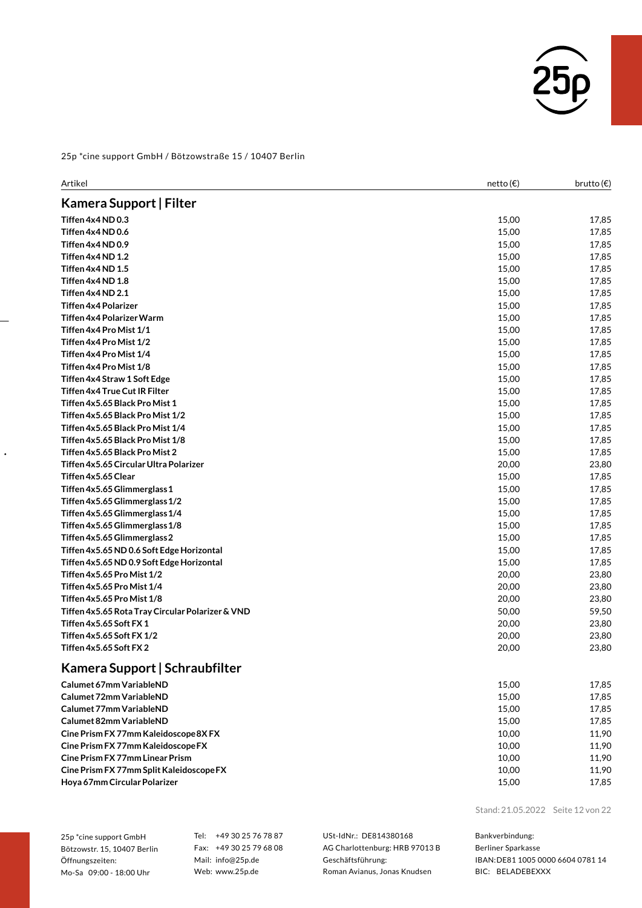25p *cine support GmbH / Bötzowstraße 15 / 10407 Berlin

| Artikel | netto (€) | brutto (€) |
|---|---|---|

## Kamera Support | Filter

| Artikel | netto (€) | brutto (€) |
|---|---|---|
| **Tiffen 4x4 ND 0.3** | 15,00 | 17,85 |
| **Tiffen 4x4 ND 0.6** | 15,00 | 17,85 |
| **Tiffen 4x4 ND 0.9** | 15,00 | 17,85 |
| **Tiffen 4x4 ND 1.2** | 15,00 | 17,85 |
| **Tiffen 4x4 ND 1.5** | 15,00 | 17,85 |
| **Tiffen 4x4 ND 1.8** | 15,00 | 17,85 |
| **Tiffen 4x4 ND 2.1** | 15,00 | 17,85 |
| **Tiffen 4x4 Polarizer** | 15,00 | 17,85 |
| **Tiffen 4x4 Polarizer Warm** | 15,00 | 17,85 |
| **Tiffen 4x4 Pro Mist 1/1** | 15,00 | 17,85 |
| **Tiffen 4x4 Pro Mist 1/2** | 15,00 | 17,85 |
| **Tiffen 4x4 Pro Mist 1/4** | 15,00 | 17,85 |
| **Tiffen 4x4 Pro Mist 1/8** | 15,00 | 17,85 |
| **Tiffen 4x4 Straw 1 Soft Edge** | 15,00 | 17,85 |
| **Tiffen 4x4 True Cut IR Filter** | 15,00 | 17,85 |
| **Tiffen 4x5.65 Black Pro Mist 1** | 15,00 | 17,85 |
| **Tiffen 4x5.65 Black Pro Mist 1/2** | 15,00 | 17,85 |
| **Tiffen 4x5.65 Black Pro Mist 1/4** | 15,00 | 17,85 |
| **Tiffen 4x5.65 Black Pro Mist 1/8** | 15,00 | 17,85 |
| **Tiffen 4x5.65 Black Pro Mist 2** | 15,00 | 17,85 |
| **Tiffen 4x5.65 Circular Ultra Polarizer** | 20,00 | 23,80 |
| **Tiffen 4x5.65 Clear** | 15,00 | 17,85 |
| **Tiffen 4x5.65 Glimmerglass 1** | 15,00 | 17,85 |
| **Tiffen 4x5.65 Glimmerglass 1/2** | 15,00 | 17,85 |
| **Tiffen 4x5.65 Glimmerglass 1/4** | 15,00 | 17,85 |
| **Tiffen 4x5.65 Glimmerglass 1/8** | 15,00 | 17,85 |
| **Tiffen 4x5.65 Glimmerglass 2** | 15,00 | 17,85 |
| **Tiffen 4x5.65 ND 0.6 Soft Edge Horizontal** | 15,00 | 17,85 |
| **Tiffen 4x5.65 ND 0.9 Soft Edge Horizontal** | 15,00 | 17,85 |
| **Tiffen 4x5.65 Pro Mist 1/2** | 20,00 | 23,80 |
| **Tiffen 4x5.65 Pro Mist 1/4** | 20,00 | 23,80 |
| **Tiffen 4x5.65 Pro Mist 1/8** | 20,00 | 23,80 |
| **Tiffen 4x5.65 Rota Tray Circular Polarizer & VND** | 50,00 | 59,50 |
| **Tiffen 4x5.65 Soft FX 1** | 20,00 | 23,80 |
| **Tiffen 4x5.65 Soft FX 1/2** | 20,00 | 23,80 |
| **Tiffen 4x5.65 Soft FX 2** | 20,00 | 23,80 |

## Kamera Support | Schraubfilter

| Artikel | netto (€) | brutto (€) |
|---|---|---|
| **Calumet 67mm VariableND** | 15,00 | 17,85 |
| **Calumet 72mm VariableND** | 15,00 | 17,85 |
| **Calumet 77mm VariableND** | 15,00 | 17,85 |
| **Calumet 82mm VariableND** | 15,00 | 17,85 |
| **Cine Prism FX 77mm Kaleidoscope 8X FX** | 10,00 | 11,90 |
| **Cine Prism FX 77mm Kaleidoscope FX** | 10,00 | 11,90 |
| **Cine Prism FX 77mm Linear Prism** | 10,00 | 11,90 |
| **Cine Prism FX 77mm Split Kaleidoscope FX** | 10,00 | 11,90 |
| **Hoya 67mm Circular Polarizer** | 15,00 | 17,85 |

Stand: 21.05.2022

25p *cine support GmbH
Bötzowstr. 15, 10407 Berlin
Öffnungszeiten:
Mo-Sa 09:00 - 18:00 Uhr

Tel: +49 30 25 76 78 87
Fax: +49 30 25 79 68 08
Mail: info@25p.de
Web: www.25p.de

USt-IdNr.: DE814380168
AG Charlottenburg: HRB 97013 B
Geschäftsführung:
Roman Avianus, Jonas Knudsen

Bankverbindung:
Berliner Sparkasse
IBAN: DE81 1005 0000 6604 0781 14
BIC: BELADEBEXXX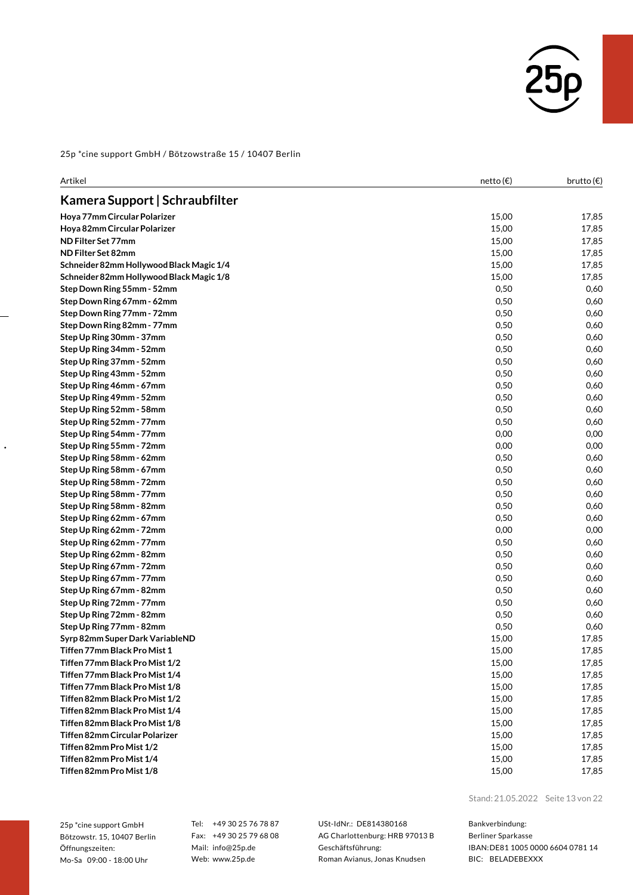25p *cine support GmbH / Bötzowstraße 15 / 10407 Berlin

| Artikel | netto (€) | brutto (€) |
|---|---|---|
| **Kamera Support \| Schraubfilter** | | |
| **Hoya 77mm Circular Polarizer** | 15,00 | 17,85 |
| **Hoya 82mm Circular Polarizer** | 15,00 | 17,85 |
| **ND Filter Set 77mm** | 15,00 | 17,85 |
| **ND Filter Set 82mm** | 15,00 | 17,85 |
| **Schneider 82mm Hollywood Black Magic 1/4** | 15,00 | 17,85 |
| **Schneider 82mm Hollywood Black Magic 1/8** | 15,00 | 17,85 |
| **Step Down Ring 55mm - 52mm** | 0,50 | 0,60 |
| **Step Down Ring 67mm - 62mm** | 0,50 | 0,60 |
| **Step Down Ring 77mm - 72mm** | 0,50 | 0,60 |
| **Step Down Ring 82mm - 77mm** | 0,50 | 0,60 |
| **Step Up Ring 30mm - 37mm** | 0,50 | 0,60 |
| **Step Up Ring 34mm - 52mm** | 0,50 | 0,60 |
| **Step Up Ring 37mm - 52mm** | 0,50 | 0,60 |
| **Step Up Ring 43mm - 52mm** | 0,50 | 0,60 |
| **Step Up Ring 46mm - 67mm** | 0,50 | 0,60 |
| **Step Up Ring 49mm - 52mm** | 0,50 | 0,60 |
| **Step Up Ring 52mm - 58mm** | 0,50 | 0,60 |
| **Step Up Ring 52mm - 77mm** | 0,50 | 0,60 |
| **Step Up Ring 54mm - 77mm** | 0,00 | 0,00 |
| **Step Up Ring 55mm - 72mm** | 0,00 | 0,00 |
| **Step Up Ring 58mm - 62mm** | 0,50 | 0,60 |
| **Step Up Ring 58mm - 67mm** | 0,50 | 0,60 |
| **Step Up Ring 58mm - 72mm** | 0,50 | 0,60 |
| **Step Up Ring 58mm - 77mm** | 0,50 | 0,60 |
| **Step Up Ring 58mm - 82mm** | 0,50 | 0,60 |
| **Step Up Ring 62mm - 67mm** | 0,50 | 0,60 |
| **Step Up Ring 62mm - 72mm** | 0,00 | 0,00 |
| **Step Up Ring 62mm - 77mm** | 0,50 | 0,60 |
| **Step Up Ring 62mm - 82mm** | 0,50 | 0,60 |
| **Step Up Ring 67mm - 72mm** | 0,50 | 0,60 |
| **Step Up Ring 67mm - 77mm** | 0,50 | 0,60 |
| **Step Up Ring 67mm - 82mm** | 0,50 | 0,60 |
| **Step Up Ring 72mm - 77mm** | 0,50 | 0,60 |
| **Step Up Ring 72mm - 82mm** | 0,50 | 0,60 |
| **Step Up Ring 77mm - 82mm** | 0,50 | 0,60 |
| **Syrp 82mm Super Dark VariableND** | 15,00 | 17,85 |
| **Tiffen 77mm Black Pro Mist 1** | 15,00 | 17,85 |
| **Tiffen 77mm Black Pro Mist 1/2** | 15,00 | 17,85 |
| **Tiffen 77mm Black Pro Mist 1/4** | 15,00 | 17,85 |
| **Tiffen 77mm Black Pro Mist 1/8** | 15,00 | 17,85 |
| **Tiffen 82mm Black Pro Mist 1/2** | 15,00 | 17,85 |
| **Tiffen 82mm Black Pro Mist 1/4** | 15,00 | 17,85 |
| **Tiffen 82mm Black Pro Mist 1/8** | 15,00 | 17,85 |
| **Tiffen 82mm Circular Polarizer** | 15,00 | 17,85 |
| **Tiffen 82mm Pro Mist 1/2** | 15,00 | 17,85 |
| **Tiffen 82mm Pro Mist 1/4** | 15,00 | 17,85 |
| **Tiffen 82mm Pro Mist 1/8** | 15,00 | 17,85 |

Stand: 21.05.2022

25p *cine support GmbH
Bötzowstr. 15, 10407 Berlin
Öffnungszeiten:
Mo-Sa 09:00 - 18:00 Uhr

Tel: +49 30 25 76 78 87
Fax: +49 30 25 79 68 08
Mail: info@25p.de
Web: www.25p.de

USt-IdNr.: DE814380168
AG Charlottenburg: HRB 97013 B
Geschäftsführung:
Roman Avianus, Jonas Knudsen

Bankverbindung:
Berliner Sparkasse
IBAN: DE81 1005 0000 6604 0781 14
BIC: BELADEBEXXX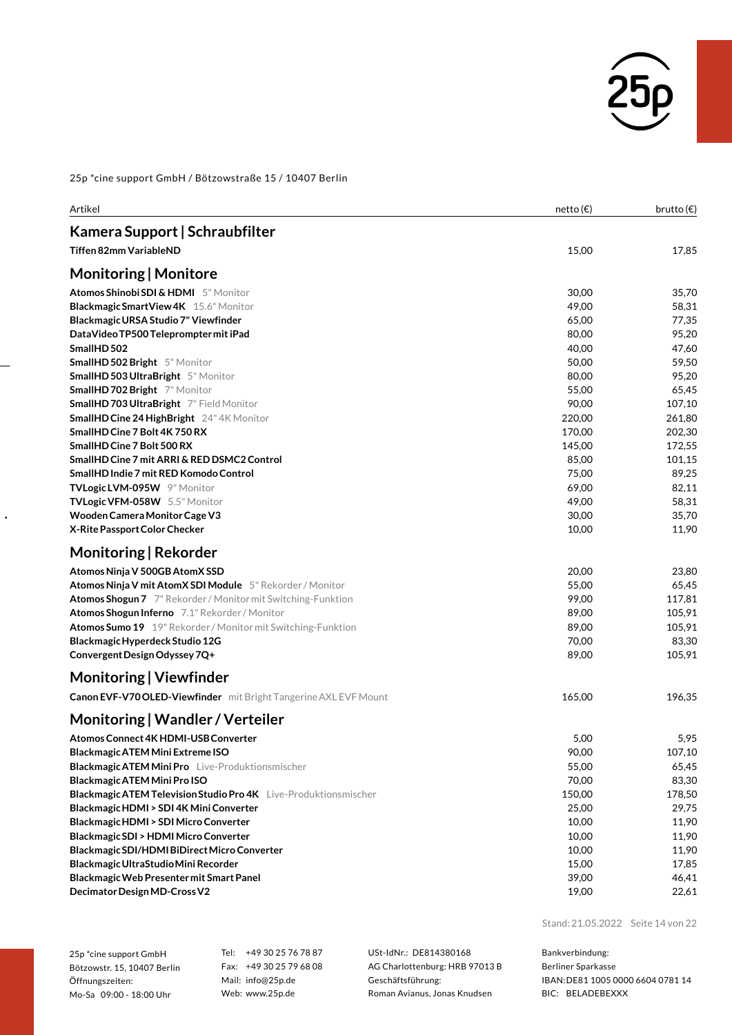25p *cine support GmbH / Bötzowstraße 15 / 10407 Berlin

| Artikel | netto (€) | brutto (€) |
|---|---|---|
| **Kamera Support \| Schraubfilter** | | |
| **Tiffen 82mm VariableND** | 15,00 | 17,85 |
| **Monitoring \| Monitore** | | |
| **Atomos Shinobi SDI & HDMI** 5" Monitor | 30,00 | 35,70 |
| **Blackmagic SmartView 4K** 15.6" Monitor | 49,00 | 58,31 |
| **Blackmagic URSA Studio 7" Viewfinder** | 65,00 | 77,35 |
| **DataVideo TP500 Teleprompter mit iPad** | 80,00 | 95,20 |
| **SmallHD 502** | 40,00 | 47,60 |
| **SmallHD 502 Bright** 5" Monitor | 50,00 | 59,50 |
| **SmallHD 503 UltraBright** 5" Monitor | 80,00 | 95,20 |
| **SmallHD 702 Bright** 7" Monitor | 55,00 | 65,45 |
| **SmallHD 703 UltraBright** 7" Field Monitor | 90,00 | 107,10 |
| **SmallHD Cine 24 HighBright** 24" 4K Monitor | 220,00 | 261,80 |
| **SmallHD Cine 7 Bolt 4K 750 RX** | 170,00 | 202,30 |
| **SmallHD Cine 7 Bolt 500 RX** | 145,00 | 172,55 |
| **SmallHD Cine 7 mit ARRI & RED DSMC2 Control** | 85,00 | 101,15 |
| **SmallHD Indie 7 mit RED Komodo Control** | 75,00 | 89,25 |
| **TVLogic LVM-095W** 9" Monitor | 69,00 | 82,11 |
| **TVLogic VFM-058W** 5.5" Monitor | 49,00 | 58,31 |
| **Wooden Camera Monitor Cage V3** | 30,00 | 35,70 |
| **X-Rite Passport Color Checker** | 10,00 | 11,90 |
| **Monitoring \| Rekorder** | | |
| **Atomos Ninja V 500GB AtomX SSD** | 20,00 | 23,80 |
| **Atomos Ninja V mit AtomX SDI Module** 5" Rekorder / Monitor | 55,00 | 65,45 |
| **Atomos Shogun 7** 7" Rekorder / Monitor mit Switching-Funktion | 99,00 | 117,81 |
| **Atomos Shogun Inferno** 7.1" Rekorder / Monitor | 89,00 | 105,91 |
| **Atomos Sumo 19** 19" Rekorder / Monitor mit Switching-Funktion | 89,00 | 105,91 |
| **Blackmagic Hyperdeck Studio 12G** | 70,00 | 83,30 |
| **Convergent Design Odyssey 7Q+** | 89,00 | 105,91 |
| **Monitoring \| Viewfinder** | | |
| **Canon EVF-V70 OLED-Viewfinder** mit Bright Tangerine AXL EVF Mount | 165,00 | 196,35 |
| **Monitoring \| Wandler / Verteiler** | | |
| **Atomos Connect 4K HDMI-USB Converter** | 5,00 | 5,95 |
| **Blackmagic ATEM Mini Extreme ISO** | 90,00 | 107,10 |
| **Blackmagic ATEM Mini Pro** Live-Produktionsmischer | 55,00 | 65,45 |
| **Blackmagic ATEM Mini Pro ISO** | 70,00 | 83,30 |
| **Blackmagic ATEM Television Studio Pro 4K** Live-Produktionsmischer | 150,00 | 178,50 |
| **Blackmagic HDMI > SDI 4K Mini Converter** | 25,00 | 29,75 |
| **Blackmagic HDMI > SDI Micro Converter** | 10,00 | 11,90 |
| **Blackmagic SDI > HDMI Micro Converter** | 10,00 | 11,90 |
| **Blackmagic SDI/HDMI BiDirect Micro Converter** | 10,00 | 11,90 |
| **Blackmagic UltraStudio Mini Recorder** | 15,00 | 17,85 |
| **Blackmagic Web Presenter mit Smart Panel** | 39,00 | 46,41 |
| **Decimator Design MD-Cross V2** | 19,00 | 22,61 |

Stand: 21.05.2022

25p *cine support GmbH
Bötzowstr. 15, 10407 Berlin
Öffnungszeiten:
Mo-Sa 09:00 - 18:00 Uhr

Tel: +49 30 25 76 78 87
Fax: +49 30 25 79 68 08
Mail: info@25p.de
Web: www.25p.de

USt-IdNr.: DE814380168
AG Charlottenburg: HRB 97013 B
Geschäftsführung:
Roman Avianus, Jonas Knudsen

Bankverbindung:
Berliner Sparkasse
IBAN: DE81 1005 0000 6604 0781 14
BIC: BELADEBEXXX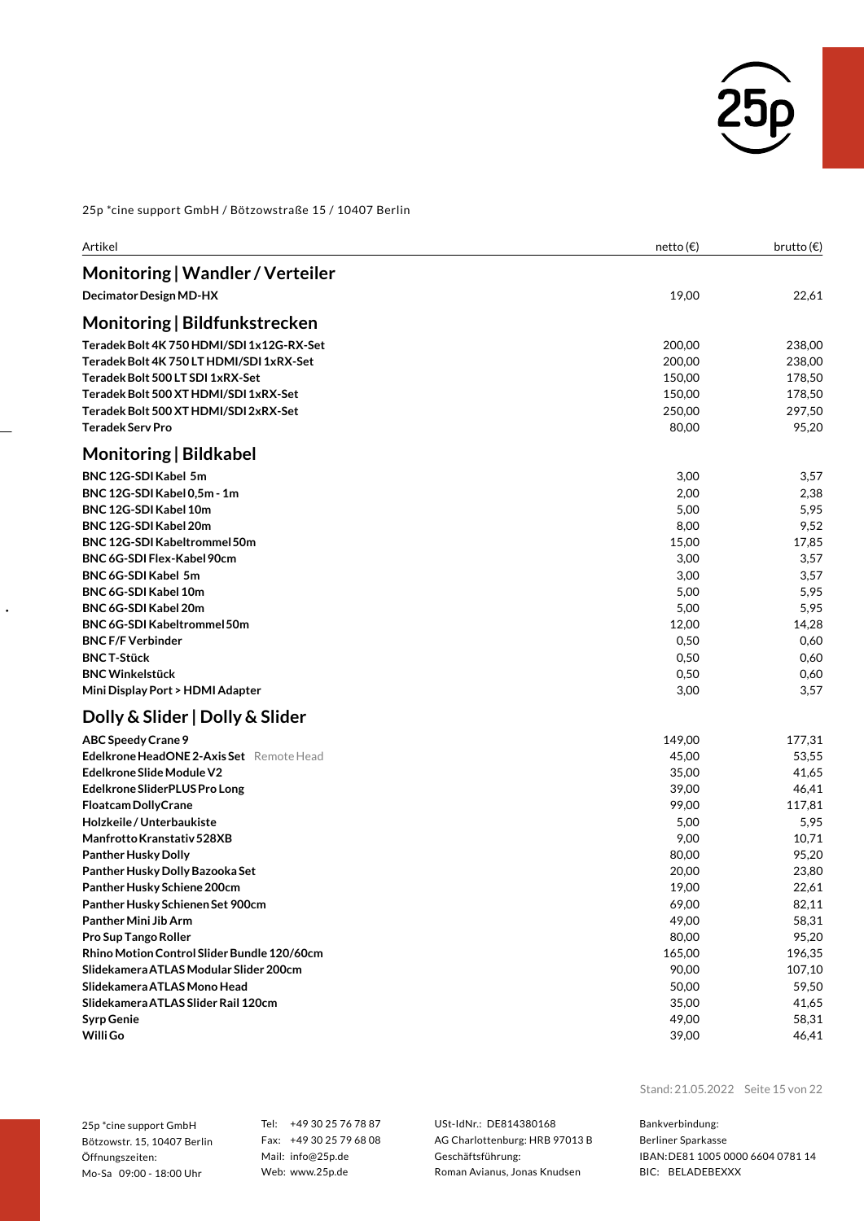25p *cine support GmbH / Bötzowstraße 15 / 10407 Berlin

| Artikel | netto (€) | brutto (€) |
|---|---|---|
| **Monitoring \| Wandler / Verteiler** | | |
| **Decimator Design MD-HX** | 19,00 | 22,61 |
| **Monitoring \| Bildfunkstrecken** | | |
| **Teradek Bolt 4K 750 HDMI/SDI 1x12G-RX-Set** | 200,00 | 238,00 |
| **Teradek Bolt 4K 750 LT HDMI/SDI 1xRX-Set** | 200,00 | 238,00 |
| **Teradek Bolt 500 LT SDI 1xRX-Set** | 150,00 | 178,50 |
| **Teradek Bolt 500 XT HDMI/SDI 1xRX-Set** | 150,00 | 178,50 |
| **Teradek Bolt 500 XT HDMI/SDI 2xRX-Set** | 250,00 | 297,50 |
| **Teradek Serv Pro** | 80,00 | 95,20 |
| **Monitoring \| Bildkabel** | | |
| **BNC 12G-SDI Kabel 5m** | 3,00 | 3,57 |
| **BNC 12G-SDI Kabel 0,5m - 1m** | 2,00 | 2,38 |
| **BNC 12G-SDI Kabel 10m** | 5,00 | 5,95 |
| **BNC 12G-SDI Kabel 20m** | 8,00 | 9,52 |
| **BNC 12G-SDI Kabeltrommel 50m** | 15,00 | 17,85 |
| **BNC 6G-SDI Flex-Kabel 90cm** | 3,00 | 3,57 |
| **BNC 6G-SDI Kabel 5m** | 3,00 | 3,57 |
| **BNC 6G-SDI Kabel 10m** | 5,00 | 5,95 |
| **BNC 6G-SDI Kabel 20m** | 5,00 | 5,95 |
| **BNC 6G-SDI Kabeltrommel 50m** | 12,00 | 14,28 |
| **BNC F/F Verbinder** | 0,50 | 0,60 |
| **BNC T-Stück** | 0,50 | 0,60 |
| **BNC Winkelstück** | 0,50 | 0,60 |
| **Mini Display Port > HDMI Adapter** | 3,00 | 3,57 |
| **Dolly & Slider \| Dolly & Slider** | | |
| **ABC Speedy Crane 9** | 149,00 | 177,31 |
| **Edelkrone HeadONE 2-Axis Set** Remote Head | 45,00 | 53,55 |
| **Edelkrone Slide Module V2** | 35,00 | 41,65 |
| **Edelkrone SliderPLUS Pro Long** | 39,00 | 46,41 |
| **Floatcam DollyCrane** | 99,00 | 117,81 |
| **Holzkeile / Unterbaukiste** | 5,00 | 5,95 |
| **Manfrotto Kranstativ 528XB** | 9,00 | 10,71 |
| **Panther Husky Dolly** | 80,00 | 95,20 |
| **Panther Husky Dolly Bazooka Set** | 20,00 | 23,80 |
| **Panther Husky Schiene 200cm** | 19,00 | 22,61 |
| **Panther Husky Schienen Set 900cm** | 69,00 | 82,11 |
| **Panther Mini Jib Arm** | 49,00 | 58,31 |
| **Pro Sup Tango Roller** | 80,00 | 95,20 |
| **Rhino Motion Control Slider Bundle 120/60cm** | 165,00 | 196,35 |
| **Slidekamera ATLAS Modular Slider 200cm** | 90,00 | 107,10 |
| **Slidekamera ATLAS Mono Head** | 50,00 | 59,50 |
| **Slidekamera ATLAS Slider Rail 120cm** | 35,00 | 41,65 |
| **Syrp Genie** | 49,00 | 58,31 |
| **Willi Go** | 39,00 | 46,41 |

Stand: 21.05.2022

25p *cine support GmbH
Bötzowstr. 15, 10407 Berlin
Öffnungszeiten:
Mo-Sa 09:00 - 18:00 Uhr

Tel: +49 30 25 76 78 87
Fax: +49 30 25 79 68 08
Mail: info@25p.de
Web: www.25p.de

USt-IdNr.: DE814380168
AG Charlottenburg: HRB 97013 B
Geschäftsführung:
Roman Avianus, Jonas Knudsen

Bankverbindung:
Berliner Sparkasse
IBAN: DE81 1005 0000 6604 0781 14
BIC: BELADEBEXXX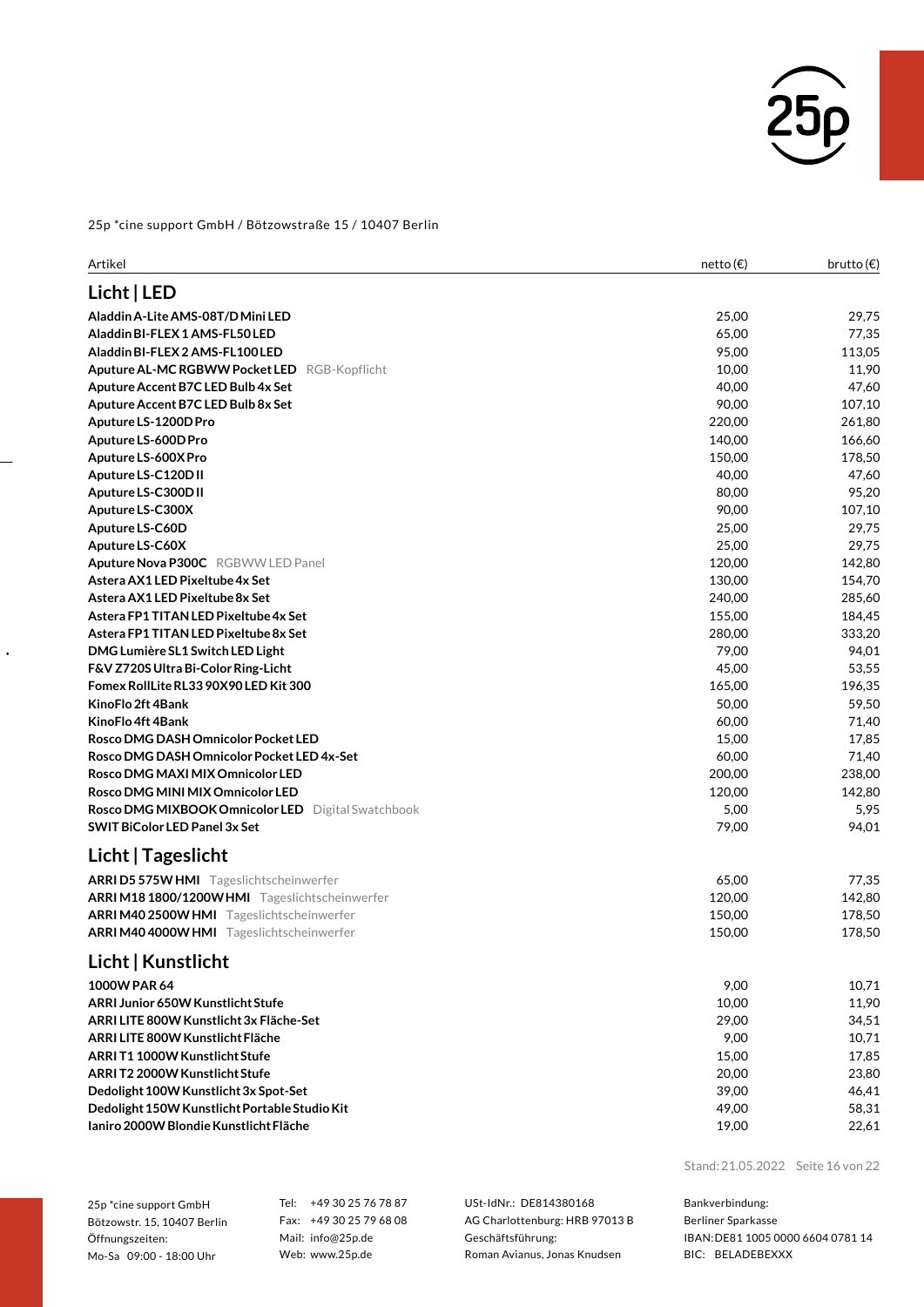25p *cine support GmbH / Bötzowstraße 15 / 10407 Berlin

| Artikel | netto (€) | brutto (€) |
|---|---|---|
| **Licht \| LED** | | |
| **Aladdin A-Lite AMS-08T/D Mini LED** | 25,00 | 29,75 |
| **Aladdin BI-FLEX 1 AMS-FL50 LED** | 65,00 | 77,35 |
| **Aladdin BI-FLEX 2 AMS-FL100 LED** | 95,00 | 113,05 |
| **Aputure AL-MC RGBWW Pocket LED** RGB-Kopflicht | 10,00 | 11,90 |
| **Aputure Accent B7C LED Bulb 4x Set** | 40,00 | 47,60 |
| **Aputure Accent B7C LED Bulb 8x Set** | 90,00 | 107,10 |
| **Aputure LS-1200D Pro** | 220,00 | 261,80 |
| **Aputure LS-600D Pro** | 140,00 | 166,60 |
| **Aputure LS-600X Pro** | 150,00 | 178,50 |
| **Aputure LS-C120D II** | 40,00 | 47,60 |
| **Aputure LS-C300D II** | 80,00 | 95,20 |
| **Aputure LS-C300X** | 90,00 | 107,10 |
| **Aputure LS-C60D** | 25,00 | 29,75 |
| **Aputure LS-C60X** | 25,00 | 29,75 |
| **Aputure Nova P300C** RGBWW LED Panel | 120,00 | 142,80 |
| **Astera AX1 LED Pixeltube 4x Set** | 130,00 | 154,70 |
| **Astera AX1 LED Pixeltube 8x Set** | 240,00 | 285,60 |
| **Astera FP1 TITAN LED Pixeltube 4x Set** | 155,00 | 184,45 |
| **Astera FP1 TITAN LED Pixeltube 8x Set** | 280,00 | 333,20 |
| **DMG Lumière SL1 Switch LED Light** | 79,00 | 94,01 |
| **F&V Z720S Ultra Bi-Color Ring-Licht** | 45,00 | 53,55 |
| **Fomex RollLite RL33 90X90 LED Kit 300** | 165,00 | 196,35 |
| **KinoFlo 2ft 4Bank** | 50,00 | 59,50 |
| **KinoFlo 4ft 4Bank** | 60,00 | 71,40 |
| **Rosco DMG DASH Omnicolor Pocket LED** | 15,00 | 17,85 |
| **Rosco DMG DASH Omnicolor Pocket LED 4x-Set** | 60,00 | 71,40 |
| **Rosco DMG MAXI MIX Omnicolor LED** | 200,00 | 238,00 |
| **Rosco DMG MINI MIX Omnicolor LED** | 120,00 | 142,80 |
| **Rosco DMG MIXBOOK Omnicolor LED** Digital Swatchbook | 5,00 | 5,95 |
| **SWIT BiColor LED Panel 3x Set** | 79,00 | 94,01 |
| **Licht \| Tageslicht** | | |
| **ARRI D5 575W HMI** Tageslichtscheinwerfer | 65,00 | 77,35 |
| **ARRI M18 1800/1200W HMI** Tageslichtscheinwerfer | 120,00 | 142,80 |
| **ARRI M40 2500W HMI** Tageslichtscheinwerfer | 150,00 | 178,50 |
| **ARRI M40 4000W HMI** Tageslichtscheinwerfer | 150,00 | 178,50 |
| **Licht \| Kunstlicht** | | |
| **1000W PAR 64** | 9,00 | 10,71 |
| **ARRI Junior 650W Kunstlicht Stufe** | 10,00 | 11,90 |
| **ARRI LITE 800W Kunstlicht 3x Fläche-Set** | 29,00 | 34,51 |
| **ARRI LITE 800W Kunstlicht Fläche** | 9,00 | 10,71 |
| **ARRI T1 1000W Kunstlicht Stufe** | 15,00 | 17,85 |
| **ARRI T2 2000W Kunstlicht Stufe** | 20,00 | 23,80 |
| **Dedolight 100W Kunstlicht 3x Spot-Set** | 39,00 | 46,41 |
| **Dedolight 150W Kunstlicht Portable Studio Kit** | 49,00 | 58,31 |
| **Ianiro 2000W Blondie Kunstlicht Fläche** | 19,00 | 22,61 |

Stand: 21.05.2022

25p *cine support GmbH
Bötzowstr. 15, 10407 Berlin
Öffnungszeiten:
Mo-Sa 09:00 - 18:00 Uhr

Tel: +49 30 25 76 78 87
Fax: +49 30 25 79 68 08
Mail: info@25p.de
Web: www.25p.de

USt-IdNr.: DE814380168
AG Charlottenburg: HRB 97013 B
Geschäftsführung:
Roman Avianus, Jonas Knudsen

Bankverbindung:
Berliner Sparkasse
IBAN: DE81 1005 0000 6604 0781 14
BIC: BELADEBEXXX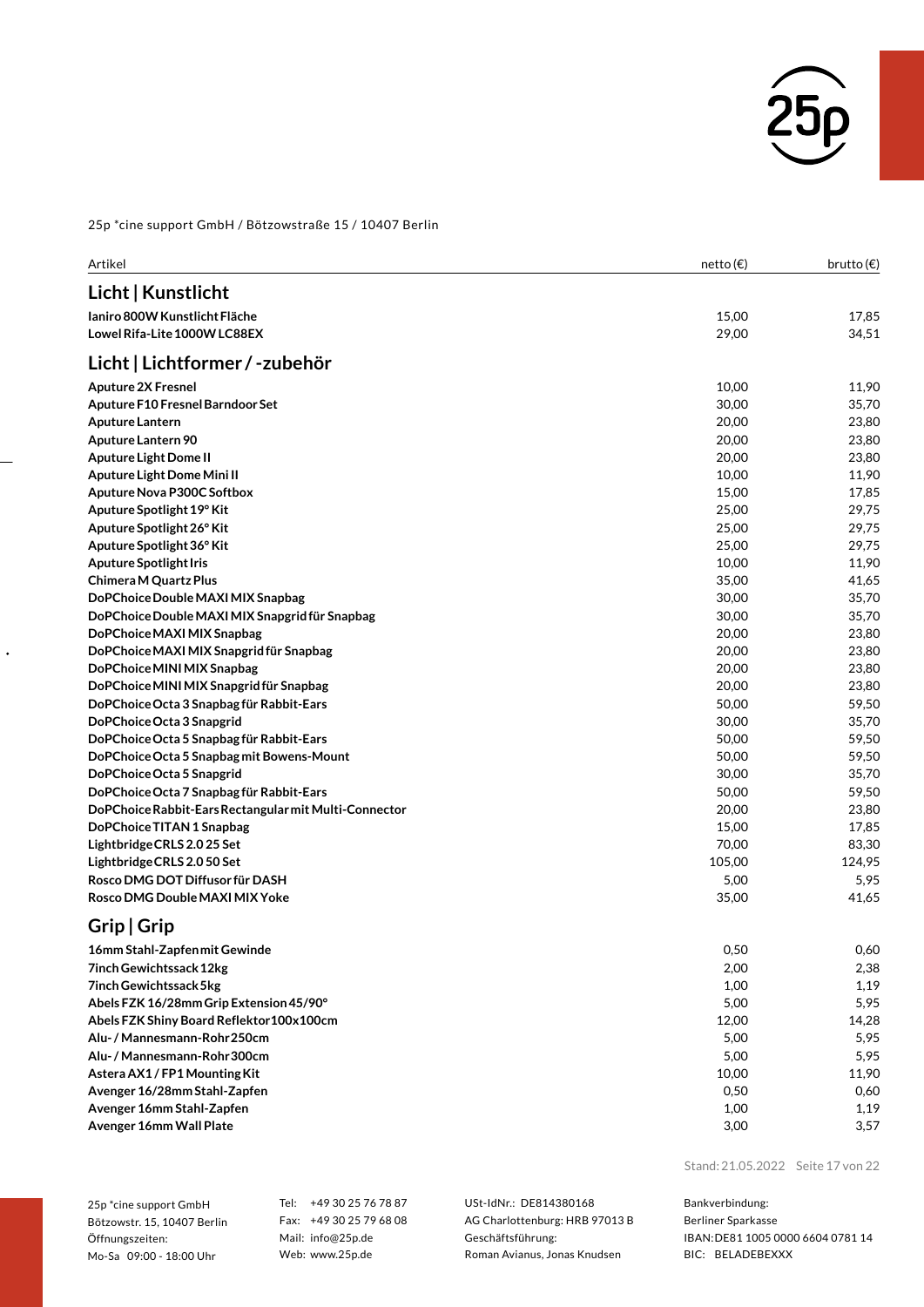25p *cine support GmbH / Bötzowstraße 15 / 10407 Berlin

| Artikel | netto (€) | brutto (€) |
|---|---|---|
| **Licht \| Kunstlicht** | | |
| **Ianiro 800W Kunstlicht Fläche** | 15,00 | 17,85 |
| **Lowel Rifa-Lite 1000W LC88EX** | 29,00 | 34,51 |
| **Licht \| Lichtformer / -zubehör** | | |
| **Aputure 2X Fresnel** | 10,00 | 11,90 |
| **Aputure F10 Fresnel Barndoor Set** | 30,00 | 35,70 |
| **Aputure Lantern** | 20,00 | 23,80 |
| **Aputure Lantern 90** | 20,00 | 23,80 |
| **Aputure Light Dome II** | 20,00 | 23,80 |
| **Aputure Light Dome Mini II** | 10,00 | 11,90 |
| **Aputure Nova P300C Softbox** | 15,00 | 17,85 |
| **Aputure Spotlight 19° Kit** | 25,00 | 29,75 |
| **Aputure Spotlight 26° Kit** | 25,00 | 29,75 |
| **Aputure Spotlight 36° Kit** | 25,00 | 29,75 |
| **Aputure Spotlight Iris** | 10,00 | 11,90 |
| **Chimera M Quartz Plus** | 35,00 | 41,65 |
| **DoPChoice Double MAXI MIX Snapbag** | 30,00 | 35,70 |
| **DoPChoice Double MAXI MIX Snapgrid für Snapbag** | 30,00 | 35,70 |
| **DoPChoice MAXI MIX Snapbag** | 20,00 | 23,80 |
| **DoPChoice MAXI MIX Snapgrid für Snapbag** | 20,00 | 23,80 |
| **DoPChoice MINI MIX Snapbag** | 20,00 | 23,80 |
| **DoPChoice MINI MIX Snapgrid für Snapbag** | 20,00 | 23,80 |
| **DoPChoice Octa 3 Snapbag für Rabbit-Ears** | 50,00 | 59,50 |
| **DoPChoice Octa 3 Snapgrid** | 30,00 | 35,70 |
| **DoPChoice Octa 5 Snapbag für Rabbit-Ears** | 50,00 | 59,50 |
| **DoPChoice Octa 5 Snapbag mit Bowens-Mount** | 50,00 | 59,50 |
| **DoPChoice Octa 5 Snapgrid** | 30,00 | 35,70 |
| **DoPChoice Octa 7 Snapbag für Rabbit-Ears** | 50,00 | 59,50 |
| **DoPChoice Rabbit-Ears Rectangular mit Multi-Connector** | 20,00 | 23,80 |
| **DoPChoice TITAN 1 Snapbag** | 15,00 | 17,85 |
| **Lightbridge CRLS 2.0 25 Set** | 70,00 | 83,30 |
| **Lightbridge CRLS 2.0 50 Set** | 105,00 | 124,95 |
| **Rosco DMG DOT Diffusor für DASH** | 5,00 | 5,95 |
| **Rosco DMG Double MAXI MIX Yoke** | 35,00 | 41,65 |
| **Grip \| Grip** | | |
| **16mm Stahl-Zapfen mit Gewinde** | 0,50 | 0,60 |
| **7inch Gewichtssack 12kg** | 2,00 | 2,38 |
| **7inch Gewichtssack 5kg** | 1,00 | 1,19 |
| **Abels FZK 16/28mm Grip Extension 45/90°** | 5,00 | 5,95 |
| **Abels FZK Shiny Board Reflektor 100x100cm** | 12,00 | 14,28 |
| **Alu- / Mannesmann-Rohr 250cm** | 5,00 | 5,95 |
| **Alu- / Mannesmann-Rohr 300cm** | 5,00 | 5,95 |
| **Astera AX1 / FP1 Mounting Kit** | 10,00 | 11,90 |
| **Avenger 16/28mm Stahl-Zapfen** | 0,50 | 0,60 |
| **Avenger 16mm Stahl-Zapfen** | 1,00 | 1,19 |
| **Avenger 16mm Wall Plate** | 3,00 | 3,57 |

Stand: 21.05.2022

25p *cine support GmbH
Bötzowstr. 15, 10407 Berlin
Öffnungszeiten:
Mo-Sa 09:00 - 18:00 Uhr

Tel: +49 30 25 76 78 87
Fax: +49 30 25 79 68 08
Mail: info@25p.de
Web: www.25p.de

USt-IdNr.: DE814380168
AG Charlottenburg: HRB 97013 B
Geschäftsführung:
Roman Avianus, Jonas Knudsen

Bankverbindung:
Berliner Sparkasse
IBAN: DE81 1005 0000 6604 0781 14
BIC: BELADEBEXXX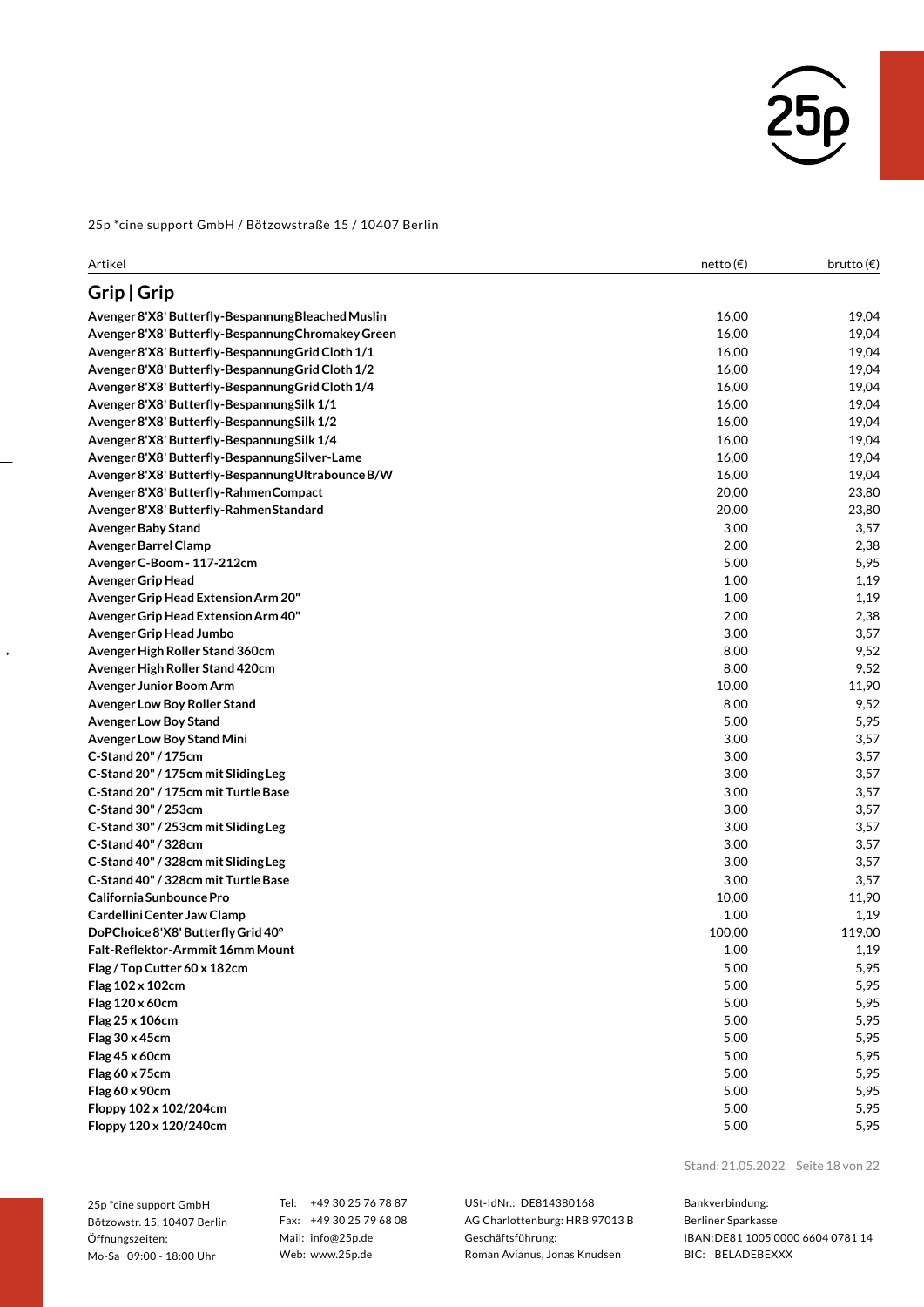25p *cine support GmbH / Bötzowstraße 15 / 10407 Berlin

| Artikel | netto (€) | brutto (€) |
|---|---|---|
| **Grip \| Grip** | | |
| **Avenger 8'X8' Butterfly-Bespannung Bleached Muslin** | 16,00 | 19,04 |
| **Avenger 8'X8' Butterfly-Bespannung Chromakey Green** | 16,00 | 19,04 |
| **Avenger 8'X8' Butterfly-Bespannung Grid Cloth 1/1** | 16,00 | 19,04 |
| **Avenger 8'X8' Butterfly-Bespannung Grid Cloth 1/2** | 16,00 | 19,04 |
| **Avenger 8'X8' Butterfly-Bespannung Grid Cloth 1/4** | 16,00 | 19,04 |
| **Avenger 8'X8' Butterfly-Bespannung Silk 1/1** | 16,00 | 19,04 |
| **Avenger 8'X8' Butterfly-Bespannung Silk 1/2** | 16,00 | 19,04 |
| **Avenger 8'X8' Butterfly-Bespannung Silk 1/4** | 16,00 | 19,04 |
| **Avenger 8'X8' Butterfly-Bespannung Silver-Lame** | 16,00 | 19,04 |
| **Avenger 8'X8' Butterfly-Bespannung Ultrabounce B/W** | 16,00 | 19,04 |
| **Avenger 8'X8' Butterfly-Rahmen Compact** | 20,00 | 23,80 |
| **Avenger 8'X8' Butterfly-Rahmen Standard** | 20,00 | 23,80 |
| **Avenger Baby Stand** | 3,00 | 3,57 |
| **Avenger Barrel Clamp** | 2,00 | 2,38 |
| **Avenger C-Boom - 117-212cm** | 5,00 | 5,95 |
| **Avenger Grip Head** | 1,00 | 1,19 |
| **Avenger Grip Head Extension Arm 20"** | 1,00 | 1,19 |
| **Avenger Grip Head Extension Arm 40"** | 2,00 | 2,38 |
| **Avenger Grip Head Jumbo** | 3,00 | 3,57 |
| **Avenger High Roller Stand 360cm** | 8,00 | 9,52 |
| **Avenger High Roller Stand 420cm** | 8,00 | 9,52 |
| **Avenger Junior Boom Arm** | 10,00 | 11,90 |
| **Avenger Low Boy Roller Stand** | 8,00 | 9,52 |
| **Avenger Low Boy Stand** | 5,00 | 5,95 |
| **Avenger Low Boy Stand Mini** | 3,00 | 3,57 |
| **C-Stand 20" / 175cm** | 3,00 | 3,57 |
| **C-Stand 20" / 175cm mit Sliding Leg** | 3,00 | 3,57 |
| **C-Stand 20" / 175cm mit Turtle Base** | 3,00 | 3,57 |
| **C-Stand 30" / 253cm** | 3,00 | 3,57 |
| **C-Stand 30" / 253cm mit Sliding Leg** | 3,00 | 3,57 |
| **C-Stand 40" / 328cm** | 3,00 | 3,57 |
| **C-Stand 40" / 328cm mit Sliding Leg** | 3,00 | 3,57 |
| **C-Stand 40" / 328cm mit Turtle Base** | 3,00 | 3,57 |
| **California Sunbounce Pro** | 10,00 | 11,90 |
| **Cardellini Center Jaw Clamp** | 1,00 | 1,19 |
| **DoPChoice 8'X8' Butterfly Grid 40°** | 100,00 | 119,00 |
| **Falt-Reflektor-Armmit 16mm Mount** | 1,00 | 1,19 |
| **Flag / Top Cutter 60 x 182cm** | 5,00 | 5,95 |
| **Flag 102 x 102cm** | 5,00 | 5,95 |
| **Flag 120 x 60cm** | 5,00 | 5,95 |
| **Flag 25 x 106cm** | 5,00 | 5,95 |
| **Flag 30 x 45cm** | 5,00 | 5,95 |
| **Flag 45 x 60cm** | 5,00 | 5,95 |
| **Flag 60 x 75cm** | 5,00 | 5,95 |
| **Flag 60 x 90cm** | 5,00 | 5,95 |
| **Floppy 102 x 102/204cm** | 5,00 | 5,95 |
| **Floppy 120 x 120/240cm** | 5,00 | 5,95 |

Stand: 21.05.2022

25p *cine support GmbH
Bötzowstr. 15, 10407 Berlin
Öffnungszeiten:
Mo-Sa 09:00 - 18:00 Uhr

Tel: +49 30 25 76 78 87
Fax: +49 30 25 79 68 08
Mail: info@25p.de
Web: www.25p.de

USt-IdNr.: DE814380168
AG Charlottenburg: HRB 97013 B
Geschäftsführung:
Roman Avianus, Jonas Knudsen

Bankverbindung:
Berliner Sparkasse
IBAN: DE81 1005 0000 6604 0781 14
BIC: BELADEBEXXX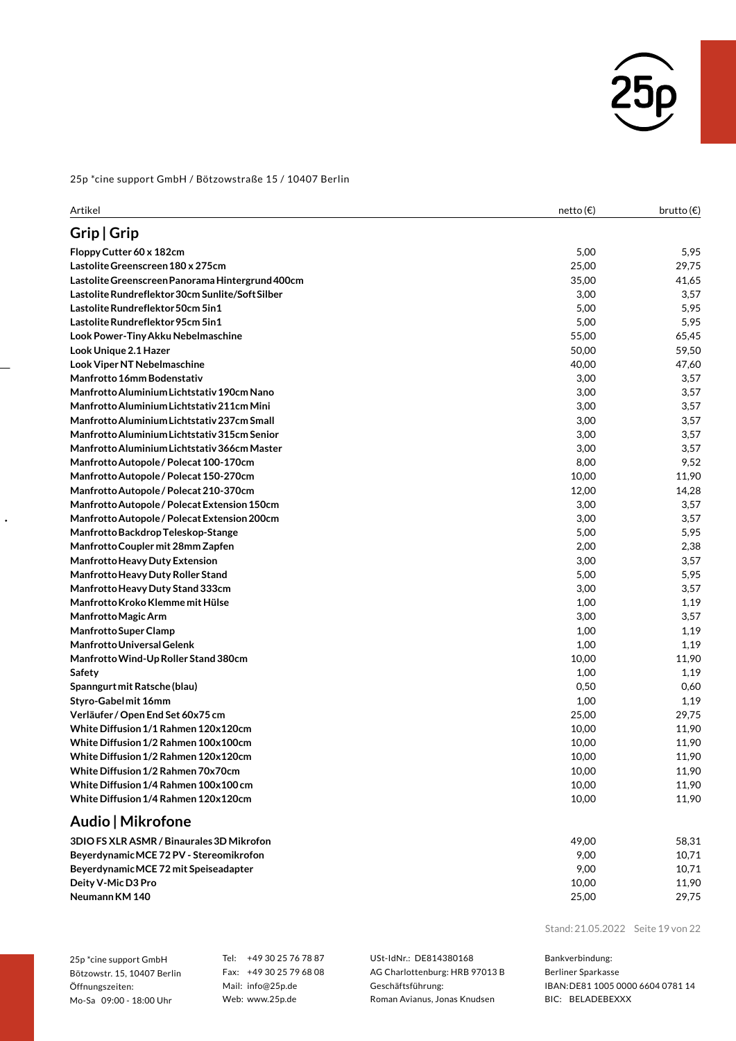25p *cine support GmbH / Bötzowstraße 15 / 10407 Berlin

| Artikel | netto (€) | brutto (€) |
|---|---|---|
| **Grip \| Grip** | | |
| **Floppy Cutter 60 x 182cm** | 5,00 | 5,95 |
| **Lastolite Greenscreen 180 x 275cm** | 25,00 | 29,75 |
| **Lastolite Greenscreen Panorama Hintergrund 400cm** | 35,00 | 41,65 |
| **Lastolite Rundreflektor 30cm Sunlite/Soft Silber** | 3,00 | 3,57 |
| **Lastolite Rundreflektor 50cm 5in1** | 5,00 | 5,95 |
| **Lastolite Rundreflektor 95cm 5in1** | 5,00 | 5,95 |
| **Look Power-Tiny Akku Nebelmaschine** | 55,00 | 65,45 |
| **Look Unique 2.1 Hazer** | 50,00 | 59,50 |
| **Look Viper NT Nebelmaschine** | 40,00 | 47,60 |
| **Manfrotto 16mm Bodenstativ** | 3,00 | 3,57 |
| **Manfrotto Aluminium Lichtstativ 190cm Nano** | 3,00 | 3,57 |
| **Manfrotto Aluminium Lichtstativ 211cm Mini** | 3,00 | 3,57 |
| **Manfrotto Aluminium Lichtstativ 237cm Small** | 3,00 | 3,57 |
| **Manfrotto Aluminium Lichtstativ 315cm Senior** | 3,00 | 3,57 |
| **Manfrotto Aluminium Lichtstativ 366cm Master** | 3,00 | 3,57 |
| **Manfrotto Autopole / Polecat 100-170cm** | 8,00 | 9,52 |
| **Manfrotto Autopole / Polecat 150-270cm** | 10,00 | 11,90 |
| **Manfrotto Autopole / Polecat 210-370cm** | 12,00 | 14,28 |
| **Manfrotto Autopole / Polecat Extension 150cm** | 3,00 | 3,57 |
| **Manfrotto Autopole / Polecat Extension 200cm** | 3,00 | 3,57 |
| **Manfrotto Backdrop Teleskop-Stange** | 5,00 | 5,95 |
| **Manfrotto Coupler mit 28mm Zapfen** | 2,00 | 2,38 |
| **Manfrotto Heavy Duty Extension** | 3,00 | 3,57 |
| **Manfrotto Heavy Duty Roller Stand** | 5,00 | 5,95 |
| **Manfrotto Heavy Duty Stand 333cm** | 3,00 | 3,57 |
| **Manfrotto Kroko Klemme mit Hülse** | 1,00 | 1,19 |
| **Manfrotto Magic Arm** | 3,00 | 3,57 |
| **Manfrotto Super Clamp** | 1,00 | 1,19 |
| **Manfrotto Universal Gelenk** | 1,00 | 1,19 |
| **Manfrotto Wind-Up Roller Stand 380cm** | 10,00 | 11,90 |
| **Safety** | 1,00 | 1,19 |
| **Spanngurt mit Ratsche (blau)** | 0,50 | 0,60 |
| **Styro-Gabel mit 16mm** | 1,00 | 1,19 |
| **Verläufer / Open End Set 60x75 cm** | 25,00 | 29,75 |
| **White Diffusion 1/1 Rahmen 120x120cm** | 10,00 | 11,90 |
| **White Diffusion 1/2 Rahmen 100x100cm** | 10,00 | 11,90 |
| **White Diffusion 1/2 Rahmen 120x120cm** | 10,00 | 11,90 |
| **White Diffusion 1/2 Rahmen 70x70cm** | 10,00 | 11,90 |
| **White Diffusion 1/4 Rahmen 100x100 cm** | 10,00 | 11,90 |
| **White Diffusion 1/4 Rahmen 120x120cm** | 10,00 | 11,90 |
| **Audio \| Mikrofone** | | |
| **3DIO FS XLR ASMR / Binaurales 3D Mikrofon** | 49,00 | 58,31 |
| **Beyerdynamic MCE 72 PV - Stereomikrofon** | 9,00 | 10,71 |
| **Beyerdynamic MCE 72 mit Speiseadapter** | 9,00 | 10,71 |
| **Deity V-Mic D3 Pro** | 10,00 | 11,90 |
| **Neumann KM 140** | 25,00 | 29,75 |

Stand: 21.05.2022

25p *cine support GmbH
Bötzowstr. 15, 10407 Berlin
Öffnungszeiten:
Mo-Sa 09:00 - 18:00 Uhr

Tel: +49 30 25 76 78 87
Fax: +49 30 25 79 68 08
Mail: info@25p.de
Web: www.25p.de

USt-IdNr.: DE814380168
AG Charlottenburg: HRB 97013 B
Geschäftsführung:
Roman Avianus, Jonas Knudsen

Bankverbindung:
Berliner Sparkasse
IBAN: DE81 1005 0000 6604 0781 14
BIC: BELADEBEXXX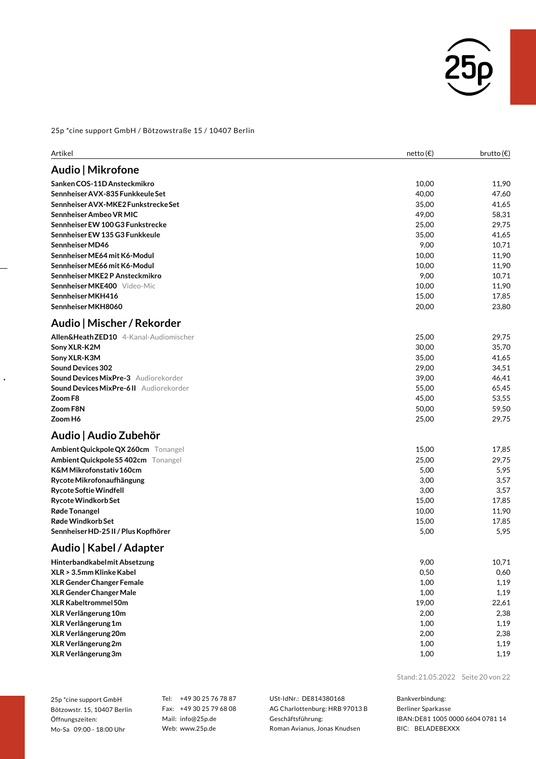25p *cine support GmbH / Bötzowstraße 15 / 10407 Berlin

| Artikel | netto (€) | brutto (€) |
|---|---|---|
| **Audio \| Mikrofone** | | |
| **Sanken COS-11D Ansteckmikro** | 10,00 | 11,90 |
| **Sennheiser AVX-835 Funkkeule Set** | 40,00 | 47,60 |
| **Sennheiser AVX-MKE2 Funkstrecke Set** | 35,00 | 41,65 |
| **Sennheiser Ambeo VR MIC** | 49,00 | 58,31 |
| **Sennheiser EW 100 G3 Funkstrecke** | 25,00 | 29,75 |
| **Sennheiser EW 135 G3 Funkkeule** | 35,00 | 41,65 |
| **Sennheiser MD46** | 9,00 | 10,71 |
| **Sennheiser ME64 mit K6-Modul** | 10,00 | 11,90 |
| **Sennheiser ME66 mit K6-Modul** | 10,00 | 11,90 |
| **Sennheiser MKE2 P Ansteckmikro** | 9,00 | 10,71 |
| **Sennheiser MKE400** Video-Mic | 10,00 | 11,90 |
| **Sennheiser MKH416** | 15,00 | 17,85 |
| **Sennheiser MKH8060** | 20,00 | 23,80 |
| **Audio \| Mischer / Rekorder** | | |
| **Allen&Heath ZED10** 4-Kanal-Audiomischer | 25,00 | 29,75 |
| **Sony XLR-K2M** | 30,00 | 35,70 |
| **Sony XLR-K3M** | 35,00 | 41,65 |
| **Sound Devices 302** | 29,00 | 34,51 |
| **Sound Devices MixPre-3** Audiorekorder | 39,00 | 46,41 |
| **Sound Devices MixPre-6 II** Audiorekorder | 55,00 | 65,45 |
| **Zoom F8** | 45,00 | 53,55 |
| **Zoom F8N** | 50,00 | 59,50 |
| **Zoom H6** | 25,00 | 29,75 |
| **Audio \| Audio Zubehör** | | |
| **Ambient Quickpole QX 260cm** Tonangel | 15,00 | 17,85 |
| **Ambient Quickpole S5 402cm** Tonangel | 25,00 | 29,75 |
| **K&M Mikrofonstativ 160cm** | 5,00 | 5,95 |
| **Rycote Mikrofonaufhängung** | 3,00 | 3,57 |
| **Rycote Softie Windfell** | 3,00 | 3,57 |
| **Rycote Windkorb Set** | 15,00 | 17,85 |
| **Røde Tonangel** | 10,00 | 11,90 |
| **Røde Windkorb Set** | 15,00 | 17,85 |
| **Sennheiser HD-25 II / Plus Kopfhörer** | 5,00 | 5,95 |
| **Audio \| Kabel / Adapter** | | |
| **Hinterbandkabel mit Absetzung** | 9,00 | 10,71 |
| **XLR > 3.5mm Klinke Kabel** | 0,50 | 0,60 |
| **XLR Gender Changer Female** | 1,00 | 1,19 |
| **XLR Gender Changer Male** | 1,00 | 1,19 |
| **XLR Kabeltrommel 50m** | 19,00 | 22,61 |
| **XLR Verlängerung 10m** | 2,00 | 2,38 |
| **XLR Verlängerung 1m** | 1,00 | 1,19 |
| **XLR Verlängerung 20m** | 2,00 | 2,38 |
| **XLR Verlängerung 2m** | 1,00 | 1,19 |
| **XLR Verlängerung 3m** | 1,00 | 1,19 |

Stand: 21.05.2022

25p *cine support GmbH
Bötzowstr. 15, 10407 Berlin
Öffnungszeiten:
Mo-Sa 09:00 - 18:00 Uhr

Tel: +49 30 25 76 78 87
Fax: +49 30 25 79 68 08
Mail: info@25p.de
Web: www.25p.de

USt-IdNr.: DE814380168
AG Charlottenburg: HRB 97013 B
Geschäftsführung:
Roman Avianus, Jonas Knudsen

Bankverbindung:
Berliner Sparkasse
IBAN: DE81 1005 0000 6604 0781 14
BIC: BELADEBEXXX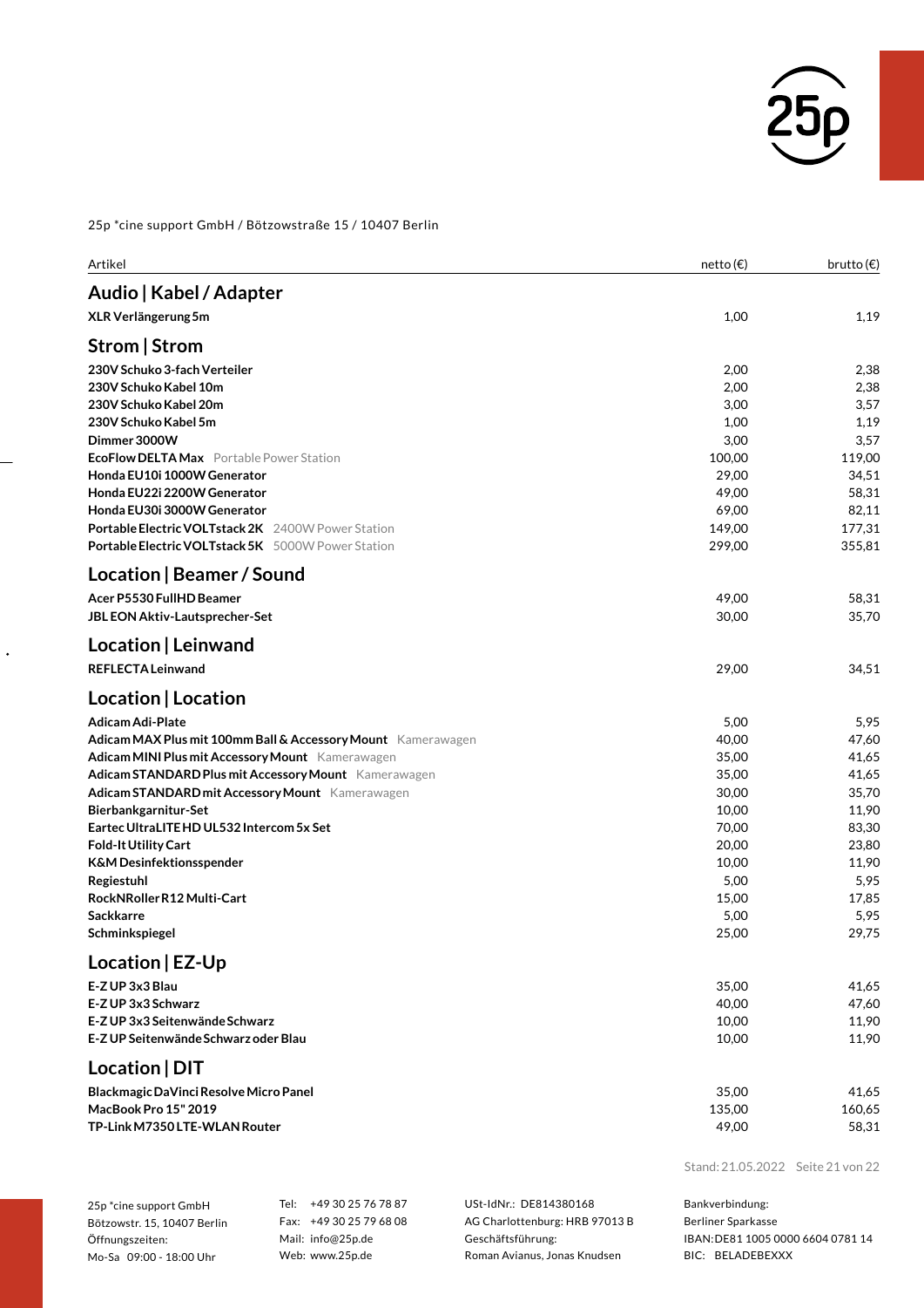25p *cine support GmbH / Bötzowstraße 15 / 10407 Berlin

| Artikel | netto (€) | brutto (€) |
|---|---|---|
| **Audio \| Kabel / Adapter** | | |
| **XLR Verlängerung 5m** | 1,00 | 1,19 |
| **Strom \| Strom** | | |
| **230V Schuko 3-fach Verteiler** | 2,00 | 2,38 |
| **230V Schuko Kabel 10m** | 2,00 | 2,38 |
| **230V Schuko Kabel 20m** | 3,00 | 3,57 |
| **230V Schuko Kabel 5m** | 1,00 | 1,19 |
| **Dimmer 3000W** | 3,00 | 3,57 |
| **EcoFlow DELTA Max** Portable Power Station | 100,00 | 119,00 |
| **Honda EU10i 1000W Generator** | 29,00 | 34,51 |
| **Honda EU22i 2200W Generator** | 49,00 | 58,31 |
| **Honda EU30i 3000W Generator** | 69,00 | 82,11 |
| **Portable Electric VOLTstack 2K** 2400W Power Station | 149,00 | 177,31 |
| **Portable Electric VOLTstack 5K** 5000W Power Station | 299,00 | 355,81 |
| **Location \| Beamer / Sound** | | |
| **Acer P5530 FullHD Beamer** | 49,00 | 58,31 |
| **JBL EON Aktiv-Lautsprecher-Set** | 30,00 | 35,70 |
| **Location \| Leinwand** | | |
| **REFLECTA Leinwand** | 29,00 | 34,51 |
| **Location \| Location** | | |
| **Adicam Adi-Plate** | 5,00 | 5,95 |
| **Adicam MAX Plus mit 100mm Ball & Accessory Mount** Kamerawagen | 40,00 | 47,60 |
| **Adicam MINI Plus mit Accessory Mount** Kamerawagen | 35,00 | 41,65 |
| **Adicam STANDARD Plus mit Accessory Mount** Kamerawagen | 35,00 | 41,65 |
| **Adicam STANDARD mit Accessory Mount** Kamerawagen | 30,00 | 35,70 |
| **Bierbankgarnitur-Set** | 10,00 | 11,90 |
| **Eartec UltraLITE HD UL532 Intercom 5x Set** | 70,00 | 83,30 |
| **Fold-It Utility Cart** | 20,00 | 23,80 |
| **K&M Desinfektionsspender** | 10,00 | 11,90 |
| **Regiestuhl** | 5,00 | 5,95 |
| **RockNRoller R12 Multi-Cart** | 15,00 | 17,85 |
| **Sackkarre** | 5,00 | 5,95 |
| **Schminkspiegel** | 25,00 | 29,75 |
| **Location \| EZ-Up** | | |
| **E-Z UP 3x3 Blau** | 35,00 | 41,65 |
| **E-Z UP 3x3 Schwarz** | 40,00 | 47,60 |
| **E-Z UP 3x3 Seitenwände Schwarz** | 10,00 | 11,90 |
| **E-Z UP Seitenwände Schwarz oder Blau** | 10,00 | 11,90 |
| **Location \| DIT** | | |
| **Blackmagic DaVinci Resolve Micro Panel** | 35,00 | 41,65 |
| **MacBook Pro 15" 2019** | 135,00 | 160,65 |
| **TP-Link M7350 LTE-WLAN Router** | 49,00 | 58,31 |

Stand: 21.05.2022

25p *cine support GmbH
Bötzowstr. 15, 10407 Berlin
Öffnungszeiten:
Mo-Sa 09:00 - 18:00 Uhr

Tel: +49 30 25 76 78 87
Fax: +49 30 25 79 68 08
Mail: info@25p.de
Web: www.25p.de

USt-IdNr.: DE814380168
AG Charlottenburg: HRB 97013 B
Geschäftsführung:
Roman Avianus, Jonas Knudsen

Bankverbindung:
Berliner Sparkasse
IBAN: DE81 1005 0000 6604 0781 14
BIC: BELADEBEXXX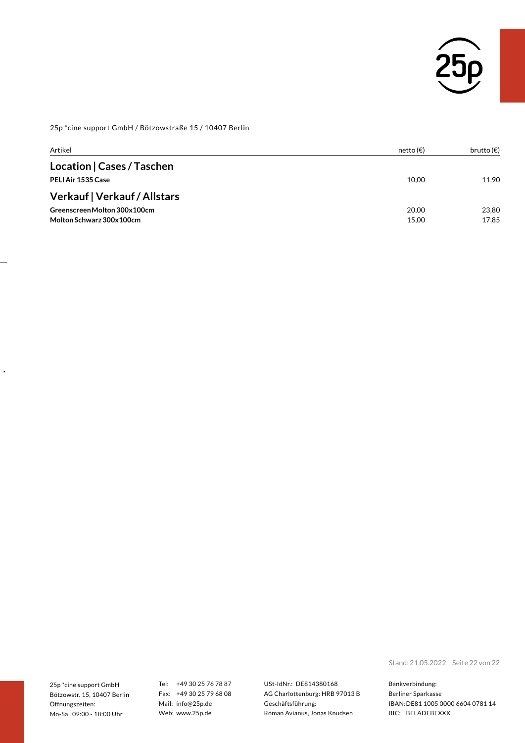25p *cine support GmbH / Bötzowstraße 15 / 10407 Berlin

| Artikel | netto (€) | brutto (€) |
|---|---|---|
| **Location \| Cases / Taschen** | | |
| **PELI Air 1535 Case** | 10,00 | 11,90 |
| **Verkauf \| Verkauf / Allstars** | | |
| **Greenscreen Molton 300x100cm** | 20,00 | 23,80 |
| **Molton Schwarz 300x100cm** | 15,00 | 17,85 |

Stand: 21.05.2022

25p *cine support GmbH
Bötzowstr. 15, 10407 Berlin
Öffnungszeiten:
Mo-Sa 09:00 - 18:00 Uhr

Tel: +49 30 25 76 78 87
Fax: +49 30 25 79 68 08
Mail: info@25p.de
Web: www.25p.de

USt-IdNr.: DE814380168
AG Charlottenburg: HRB 97013 B
Geschäftsführung:
Roman Avianus, Jonas Knudsen

Bankverbindung:
Berliner Sparkasse
IBAN: DE81 1005 0000 6604 0781 14
BIC: BELADEBEXXX